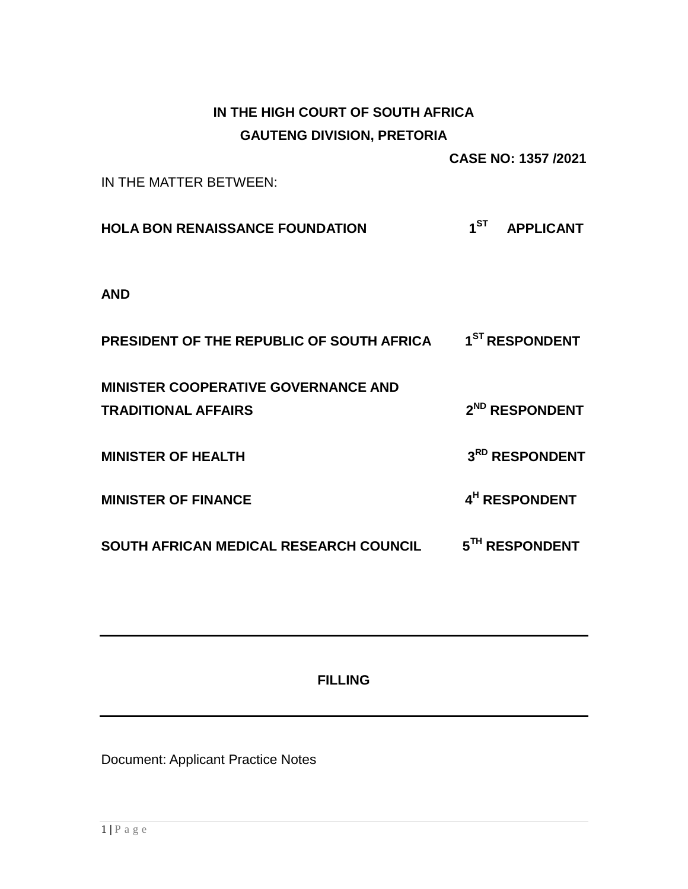**IN THE HIGH COURT OF SOUTH AFRICA**
**GAUTENG DIVISION, PRETORIA**

**CASE NO: 1357 /2021**

IN THE MATTER BETWEEN:

**HOLA BON RENAISSANCE FOUNDATION** **1ST APPLICANT**

**AND**

**PRESIDENT OF THE REPUBLIC OF SOUTH AFRICA** **1ST RESPONDENT**

**MINISTER COOPERATIVE GOVERNANCE AND TRADITIONAL AFFAIRS** **2ND RESPONDENT**

**MINISTER OF HEALTH** **3RD RESPONDENT**

**MINISTER OF FINANCE** **4H RESPONDENT**

**SOUTH AFRICAN MEDICAL RESEARCH COUNCIL** **5TH RESPONDENT**

---

**FILLING**

---

Document: Applicant Practice Notes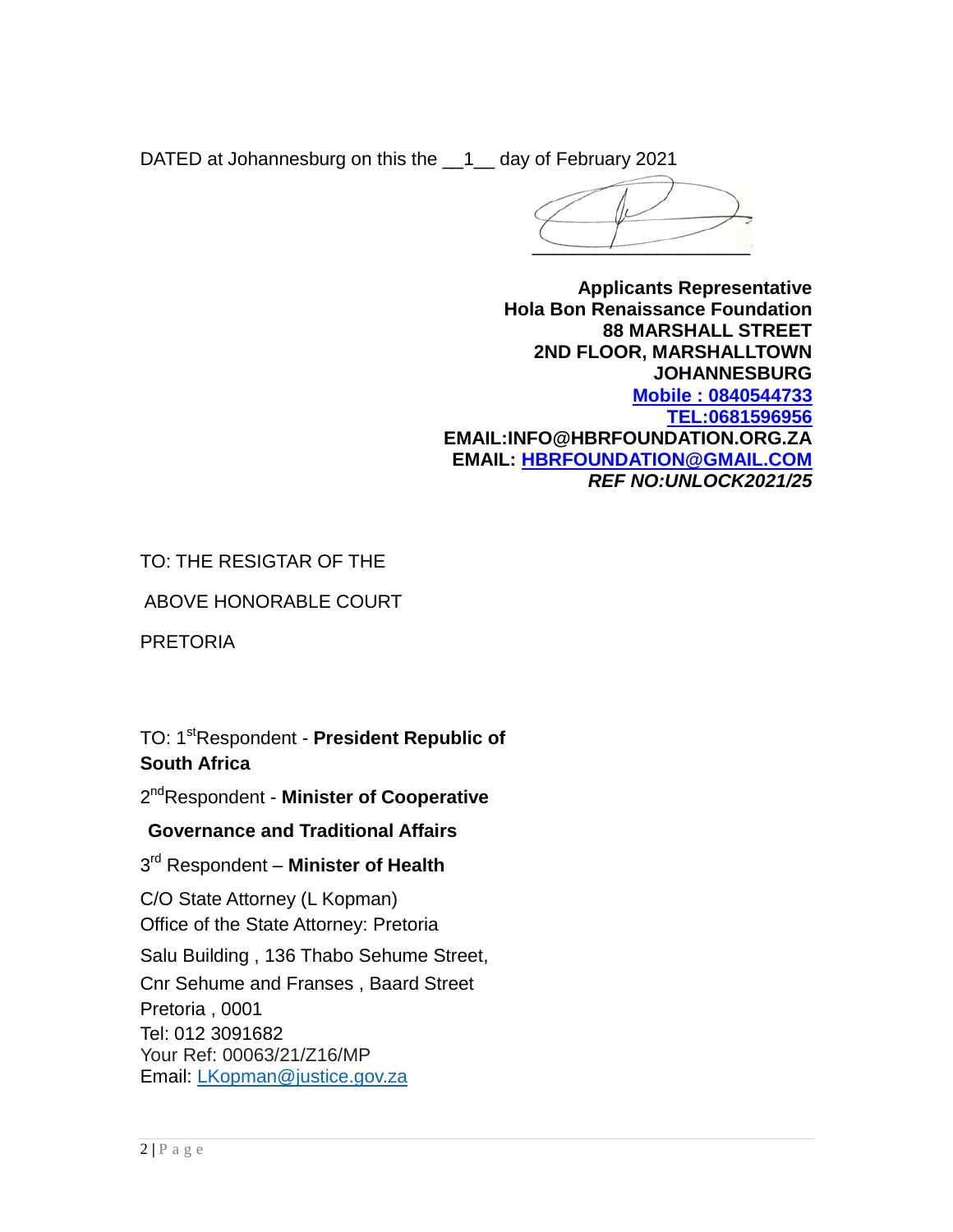DATED at Johannesburg on this the \_\_1\_\_ day of February 2021

\_\_\_\_\_\_\_\_\_\_\_\_\_\_\_\_\_\_\_\_\_\_\_\_

**Applicants Representative**
**Hola Bon Renaissance Foundation**
**88 MARSHALL STREET**
**2ND FLOOR, MARSHALLTOWN**
**JOHANNESBURG**
**Mobile : 0840544733**
**TEL:0681596956**
**EMAIL:INFO@HBRFOUNDATION.ORG.ZA**
**EMAIL: HBRFOUNDATION@GMAIL.COM**
***REF NO:UNLOCK2021/25***

TO: THE RESIGTAR OF THE

ABOVE HONORABLE COURT

PRETORIA

TO: 1st Respondent - **President Republic of South Africa**

2nd Respondent - **Minister of Cooperative Governance and Traditional Affairs**

3rd Respondent – **Minister of Health**

C/O State Attorney (L Kopman)
Office of the State Attorney: Pretoria
Salu Building , 136 Thabo Sehume Street,
Cnr Sehume and Franses , Baard Street
Pretoria , 0001
Tel: 012 3091682
Your Ref: 00063/21/Z16/MP
Email: LKopman@justice.gov.za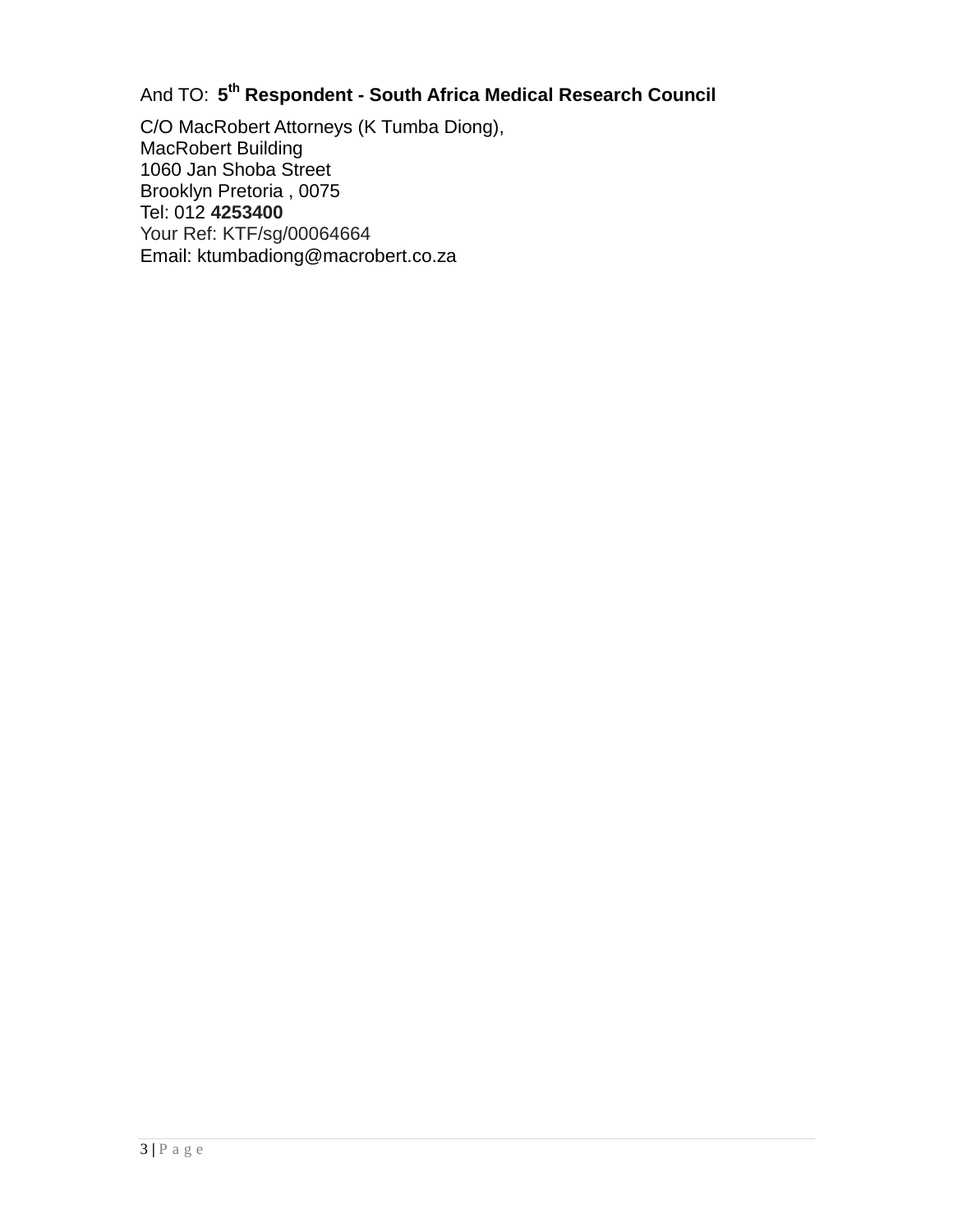And TO: **5th Respondent - South Africa Medical Research Council**

C/O MacRobert Attorneys (K Tumba Diong),
MacRobert Building
1060 Jan Shoba Street
Brooklyn Pretoria , 0075
Tel: 012 **4253400**
Your Ref: KTF/sg/00064664
Email: ktumbadiong@macrobert.co.za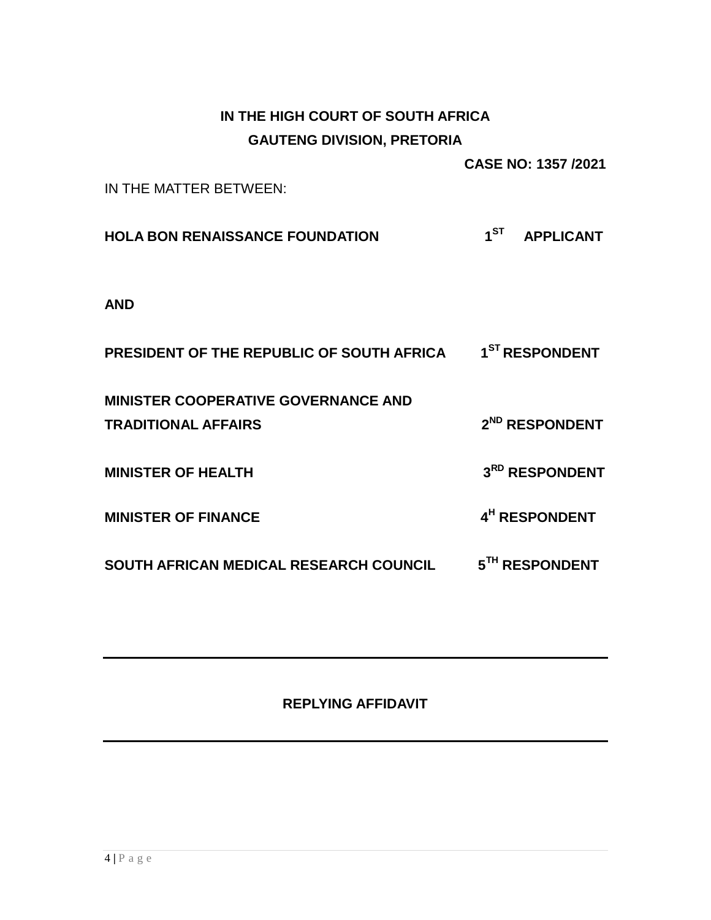**IN THE HIGH COURT OF SOUTH AFRICA**

**GAUTENG DIVISION, PRETORIA**

**CASE NO: 1357 /2021**

IN THE MATTER BETWEEN:

**HOLA BON RENAISSANCE FOUNDATION** **1ST APPLICANT**

**AND**

**PRESIDENT OF THE REPUBLIC OF SOUTH AFRICA** **1ST RESPONDENT**

**MINISTER COOPERATIVE GOVERNANCE AND TRADITIONAL AFFAIRS** **2ND RESPONDENT**

**MINISTER OF HEALTH** **3RD RESPONDENT**

**MINISTER OF FINANCE** **4H RESPONDENT**

**SOUTH AFRICAN MEDICAL RESEARCH COUNCIL** **5TH RESPONDENT**

---

**REPLYING AFFIDAVIT**

---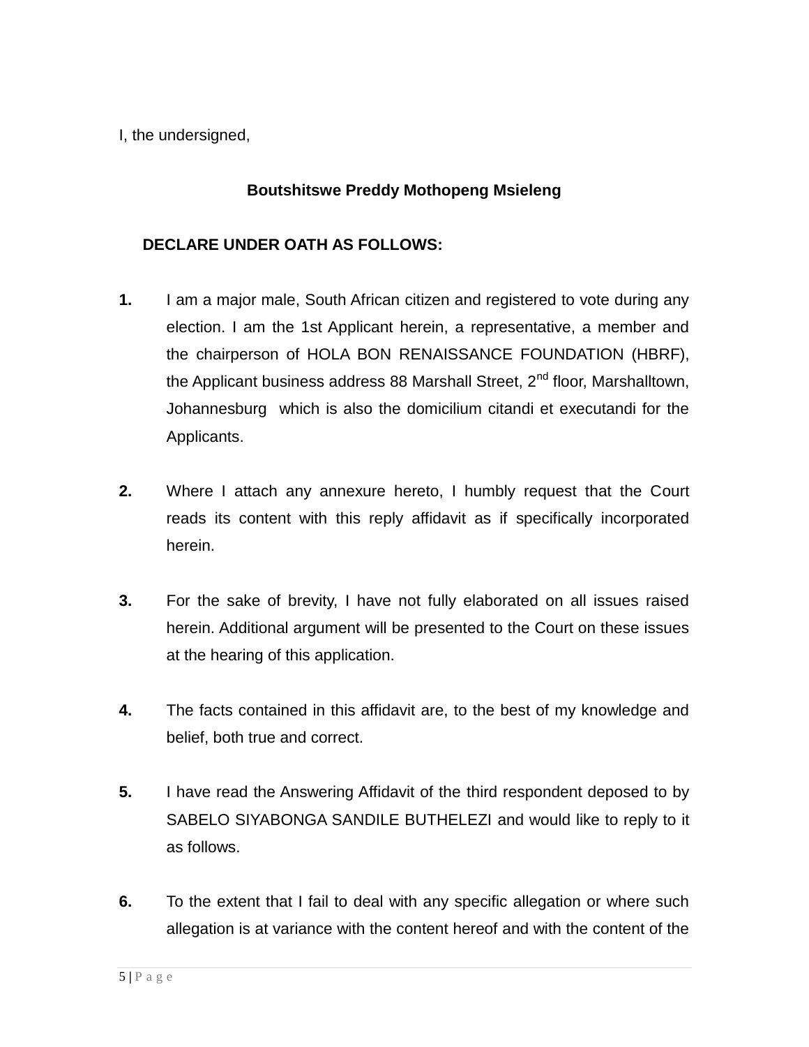I, the undersigned,

**Boutshitswe Preddy Mothopeng Msieleng**

**DECLARE UNDER OATH AS FOLLOWS:**

**1.** I am a major male, South African citizen and registered to vote during any election. I am the 1st Applicant herein, a representative, a member and the chairperson of HOLA BON RENAISSANCE FOUNDATION (HBRF), the Applicant business address 88 Marshall Street, 2nd floor, Marshalltown, Johannesburg which is also the domicilium citandi et executandi for the Applicants.

**2.** Where I attach any annexure hereto, I humbly request that the Court reads its content with this reply affidavit as if specifically incorporated herein.

**3.** For the sake of brevity, I have not fully elaborated on all issues raised herein. Additional argument will be presented to the Court on these issues at the hearing of this application.

**4.** The facts contained in this affidavit are, to the best of my knowledge and belief, both true and correct.

**5.** I have read the Answering Affidavit of the third respondent deposed to by SABELO SIYABONGA SANDILE BUTHELEZI and would like to reply to it as follows.

**6.** To the extent that I fail to deal with any specific allegation or where such allegation is at variance with the content hereof and with the content of the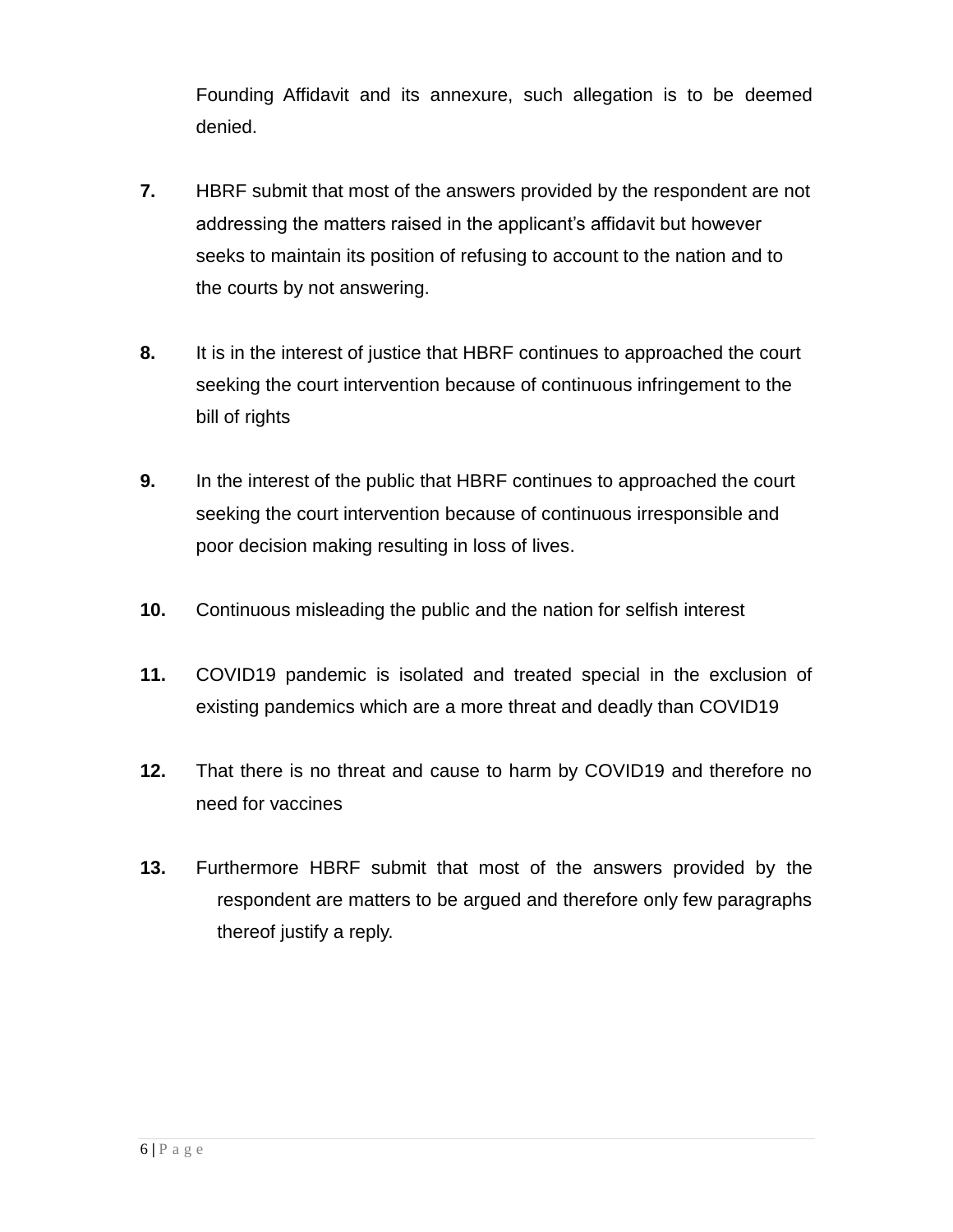Founding Affidavit and its annexure, such allegation is to be deemed denied.

**7.** HBRF submit that most of the answers provided by the respondent are not addressing the matters raised in the applicant's affidavit but however seeks to maintain its position of refusing to account to the nation and to the courts by not answering.

**8.** It is in the interest of justice that HBRF continues to approached the court seeking the court intervention because of continuous infringement to the bill of rights

**9.** In the interest of the public that HBRF continues to approached the court seeking the court intervention because of continuous irresponsible and poor decision making resulting in loss of lives.

**10.** Continuous misleading the public and the nation for selfish interest

**11.** COVID19 pandemic is isolated and treated special in the exclusion of existing pandemics which are a more threat and deadly than COVID19

**12.** That there is no threat and cause to harm by COVID19 and therefore no need for vaccines

**13.** Furthermore HBRF submit that most of the answers provided by the respondent are matters to be argued and therefore only few paragraphs thereof justify a reply.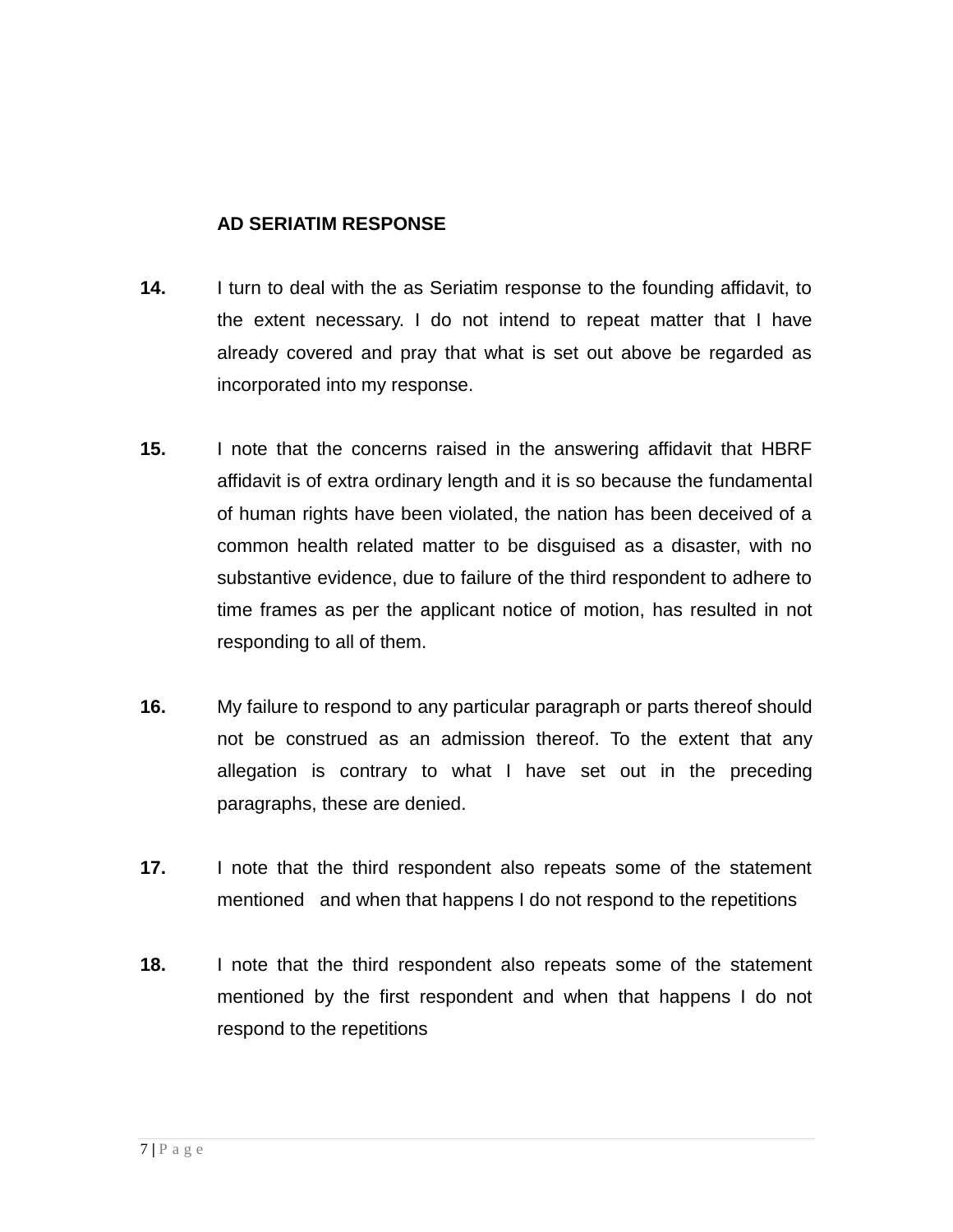**AD SERIATIM RESPONSE**

**14.** I turn to deal with the as Seriatim response to the founding affidavit, to the extent necessary. I do not intend to repeat matter that I have already covered and pray that what is set out above be regarded as incorporated into my response.

**15.** I note that the concerns raised in the answering affidavit that HBRF affidavit is of extra ordinary length and it is so because the fundamental of human rights have been violated, the nation has been deceived of a common health related matter to be disguised as a disaster, with no substantive evidence, due to failure of the third respondent to adhere to time frames as per the applicant notice of motion, has resulted in not responding to all of them.

**16.** My failure to respond to any particular paragraph or parts thereof should not be construed as an admission thereof. To the extent that any allegation is contrary to what I have set out in the preceding paragraphs, these are denied.

**17.** I note that the third respondent also repeats some of the statement mentioned and when that happens I do not respond to the repetitions

**18.** I note that the third respondent also repeats some of the statement mentioned by the first respondent and when that happens I do not respond to the repetitions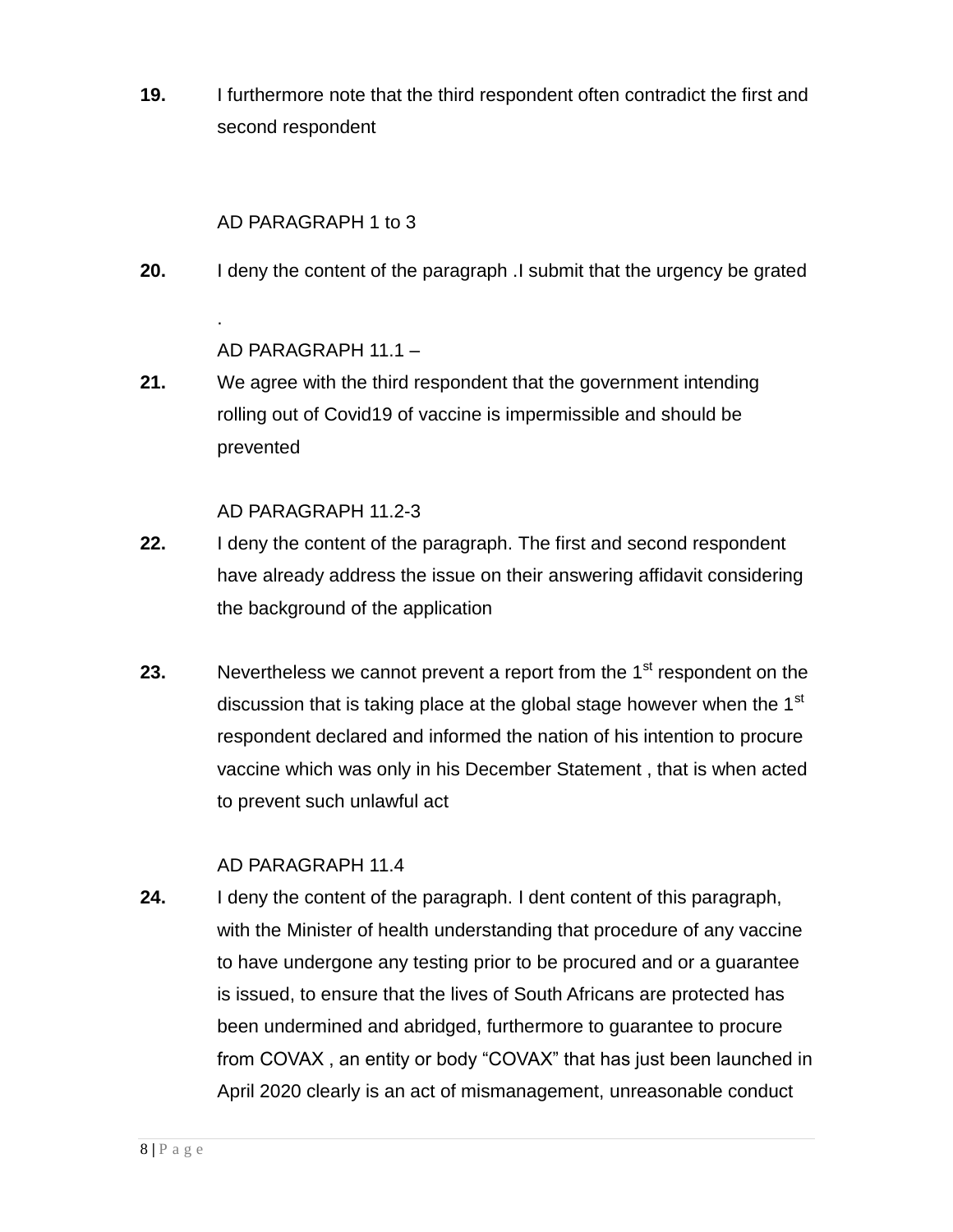**19.** I furthermore note that the third respondent often contradict the first and second respondent

AD PARAGRAPH 1 to 3

**20.** I deny the content of the paragraph .I submit that the urgency be grated

.

AD PARAGRAPH 11.1 –

**21.** We agree with the third respondent that the government intending rolling out of Covid19 of vaccine is impermissible and should be prevented

AD PARAGRAPH 11.2-3

**22.** I deny the content of the paragraph. The first and second respondent have already address the issue on their answering affidavit considering the background of the application

**23.** Nevertheless we cannot prevent a report from the 1st respondent on the discussion that is taking place at the global stage however when the 1st respondent declared and informed the nation of his intention to procure vaccine which was only in his December Statement , that is when acted to prevent such unlawful act

AD PARAGRAPH 11.4

**24.** I deny the content of the paragraph. I dent content of this paragraph, with the Minister of health understanding that procedure of any vaccine to have undergone any testing prior to be procured and or a guarantee is issued, to ensure that the lives of South Africans are protected has been undermined and abridged, furthermore to guarantee to procure from COVAX , an entity or body "COVAX" that has just been launched in April 2020 clearly is an act of mismanagement, unreasonable conduct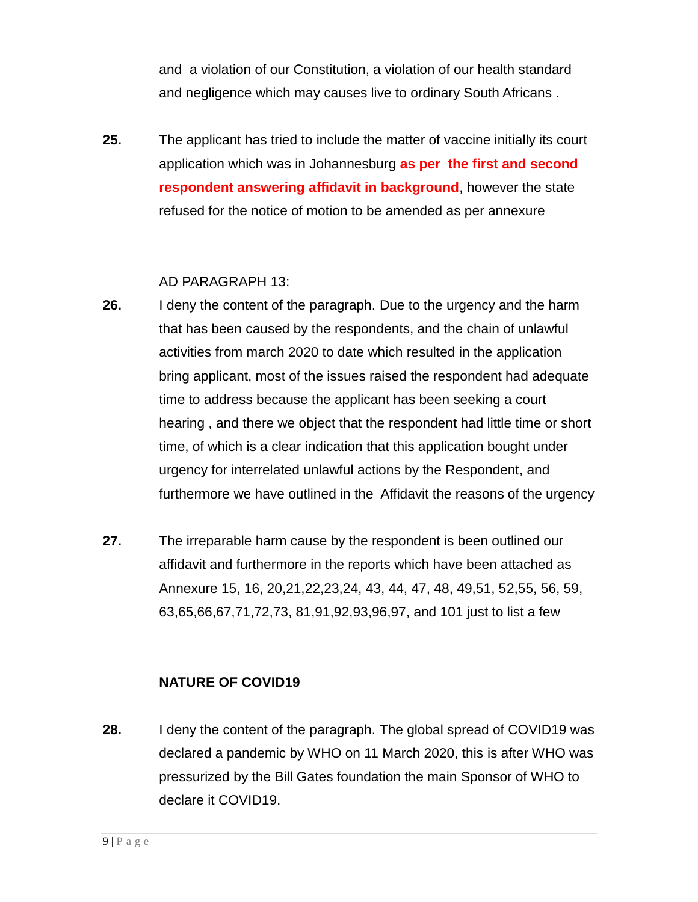and a violation of our Constitution, a violation of our health standard and negligence which may causes live to ordinary South Africans .

**25.** The applicant has tried to include the matter of vaccine initially its court application which was in Johannesburg **as per the first and second respondent answering affidavit in background**, however the state refused for the notice of motion to be amended as per annexure

AD PARAGRAPH 13:

**26.** I deny the content of the paragraph. Due to the urgency and the harm that has been caused by the respondents, and the chain of unlawful activities from march 2020 to date which resulted in the application bring applicant, most of the issues raised the respondent had adequate time to address because the applicant has been seeking a court hearing , and there we object that the respondent had little time or short time, of which is a clear indication that this application bought under urgency for interrelated unlawful actions by the Respondent, and furthermore we have outlined in the Affidavit the reasons of the urgency

**27.** The irreparable harm cause by the respondent is been outlined our affidavit and furthermore in the reports which have been attached as Annexure 15, 16, 20,21,22,23,24, 43, 44, 47, 48, 49,51, 52,55, 56, 59, 63,65,66,67,71,72,73, 81,91,92,93,96,97, and 101 just to list a few

**NATURE OF COVID19**

**28.** I deny the content of the paragraph. The global spread of COVID19 was declared a pandemic by WHO on 11 March 2020, this is after WHO was pressurized by the Bill Gates foundation the main Sponsor of WHO to declare it COVID19.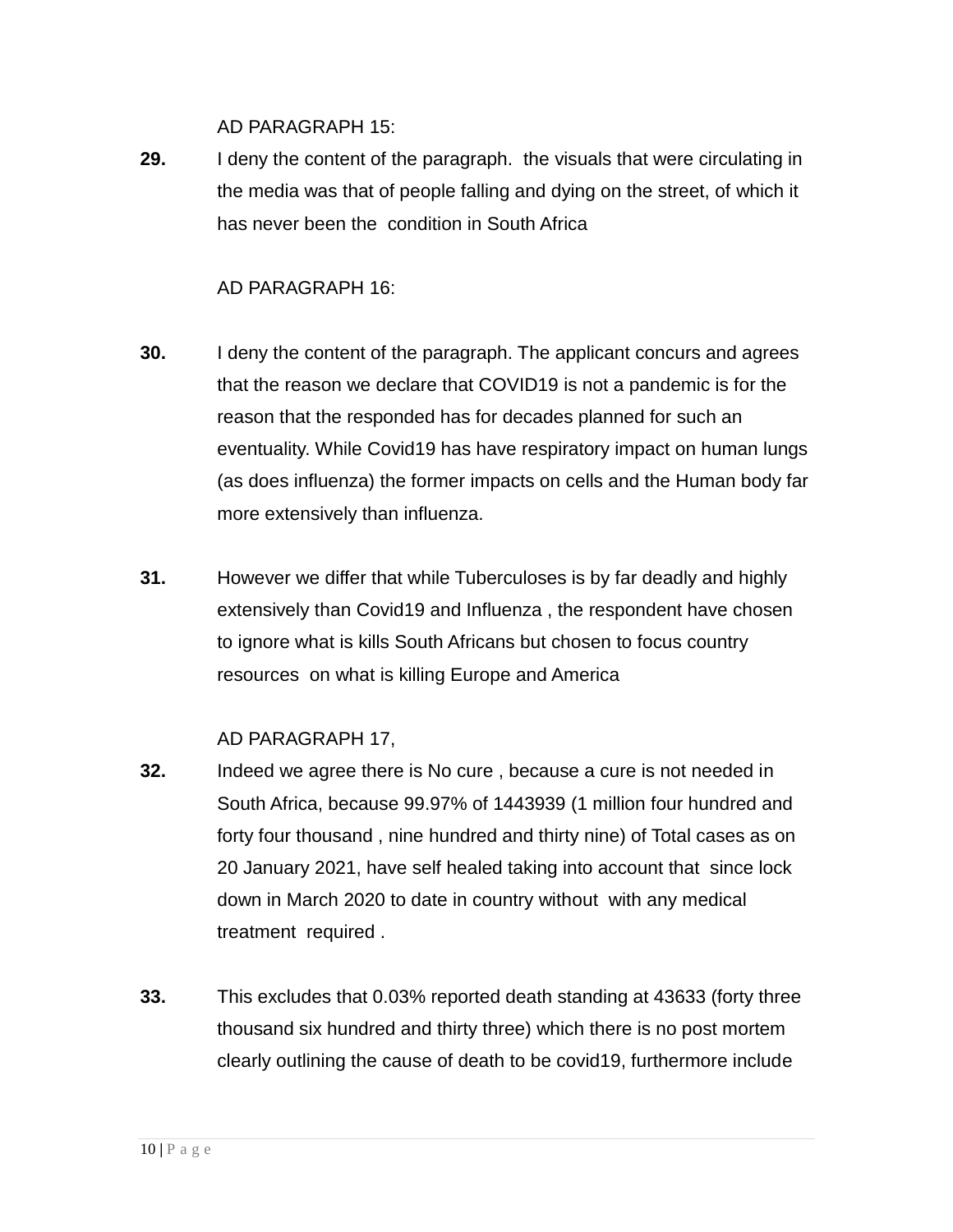AD PARAGRAPH 15:

**29.** I deny the content of the paragraph. the visuals that were circulating in the media was that of people falling and dying on the street, of which it has never been the condition in South Africa

AD PARAGRAPH 16:

**30.** I deny the content of the paragraph. The applicant concurs and agrees that the reason we declare that COVID19 is not a pandemic is for the reason that the responded has for decades planned for such an eventuality. While Covid19 has have respiratory impact on human lungs (as does influenza) the former impacts on cells and the Human body far more extensively than influenza.

**31.** However we differ that while Tuberculoses is by far deadly and highly extensively than Covid19 and Influenza , the respondent have chosen to ignore what is kills South Africans but chosen to focus country resources on what is killing Europe and America

AD PARAGRAPH 17,

**32.** Indeed we agree there is No cure , because a cure is not needed in South Africa, because 99.97% of 1443939 (1 million four hundred and forty four thousand , nine hundred and thirty nine) of Total cases as on 20 January 2021, have self healed taking into account that since lock down in March 2020 to date in country without with any medical treatment required .

**33.** This excludes that 0.03% reported death standing at 43633 (forty three thousand six hundred and thirty three) which there is no post mortem clearly outlining the cause of death to be covid19, furthermore include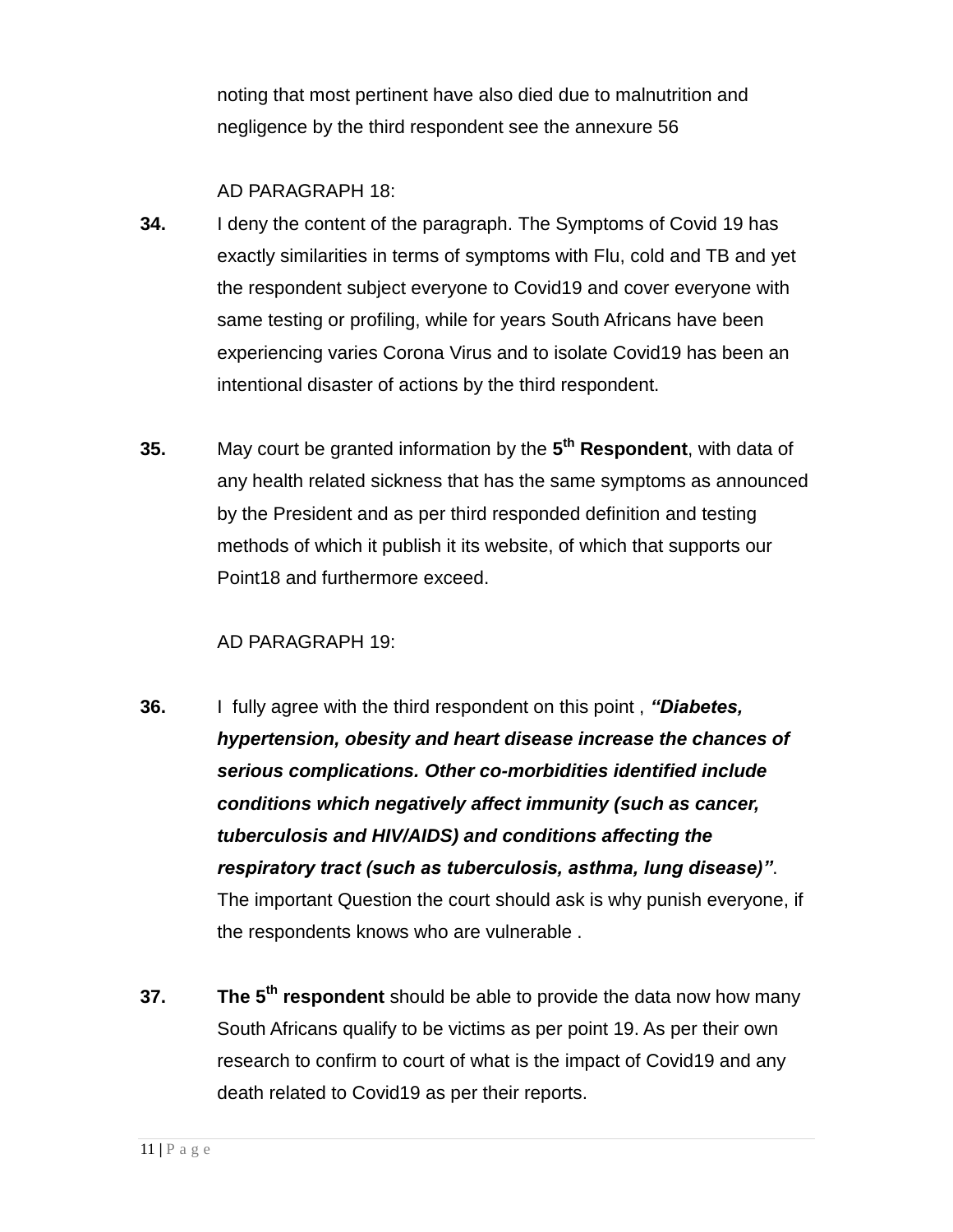noting that most pertinent have also died due to malnutrition and negligence by the third respondent see the annexure 56

AD PARAGRAPH 18:

**34.** I deny the content of the paragraph. The Symptoms of Covid 19 has exactly similarities in terms of symptoms with Flu, cold and TB and yet the respondent subject everyone to Covid19 and cover everyone with same testing or profiling, while for years South Africans have been experiencing varies Corona Virus and to isolate Covid19 has been an intentional disaster of actions by the third respondent.

**35.** May court be granted information by the **5th Respondent**, with data of any health related sickness that has the same symptoms as announced by the President and as per third responded definition and testing methods of which it publish it its website, of which that supports our Point18 and furthermore exceed.

AD PARAGRAPH 19:

**36.** I fully agree with the third respondent on this point , ***"Diabetes, hypertension, obesity and heart disease increase the chances of serious complications. Other co-morbidities identified include conditions which negatively affect immunity (such as cancer, tuberculosis and HIV/AIDS) and conditions affecting the respiratory tract (such as tuberculosis, asthma, lung disease)"***. The important Question the court should ask is why punish everyone, if the respondents knows who are vulnerable .

**37.** **The 5th respondent** should be able to provide the data now how many South Africans qualify to be victims as per point 19. As per their own research to confirm to court of what is the impact of Covid19 and any death related to Covid19 as per their reports.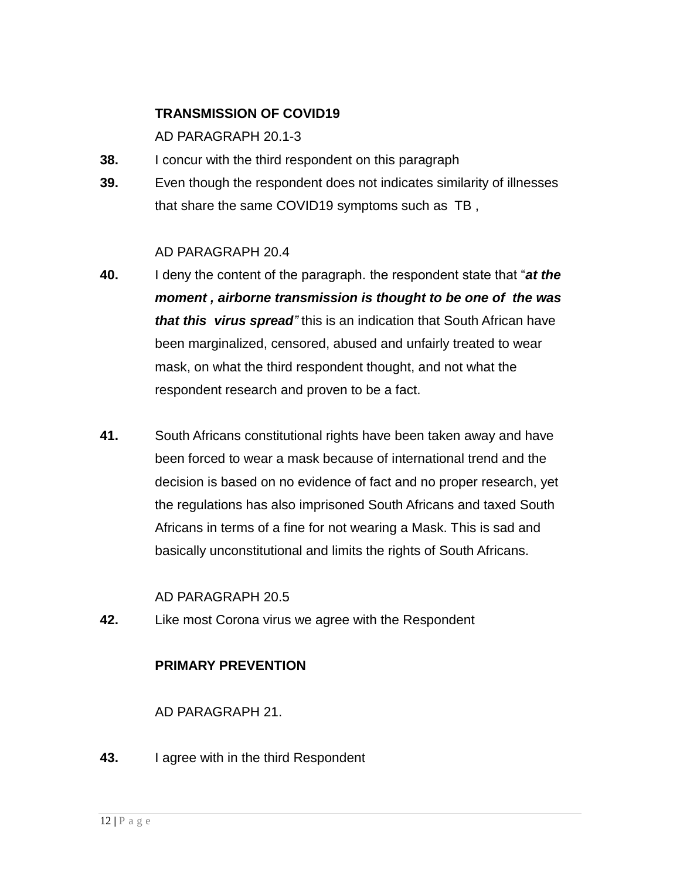**TRANSMISSION OF COVID19**

AD PARAGRAPH 20.1-3

**38.** I concur with the third respondent on this paragraph

**39.** Even though the respondent does not indicates similarity of illnesses that share the same COVID19 symptoms such as TB ,

AD PARAGRAPH 20.4

**40.** I deny the content of the paragraph. the respondent state that "***at the moment , airborne transmission is thought to be one of the was that this virus spread***" this is an indication that South African have been marginalized, censored, abused and unfairly treated to wear mask, on what the third respondent thought, and not what the respondent research and proven to be a fact.

**41.** South Africans constitutional rights have been taken away and have been forced to wear a mask because of international trend and the decision is based on no evidence of fact and no proper research, yet the regulations has also imprisoned South Africans and taxed South Africans in terms of a fine for not wearing a Mask. This is sad and basically unconstitutional and limits the rights of South Africans.

AD PARAGRAPH 20.5

**42.** Like most Corona virus we agree with the Respondent

**PRIMARY PREVENTION**

AD PARAGRAPH 21.

**43.** I agree with in the third Respondent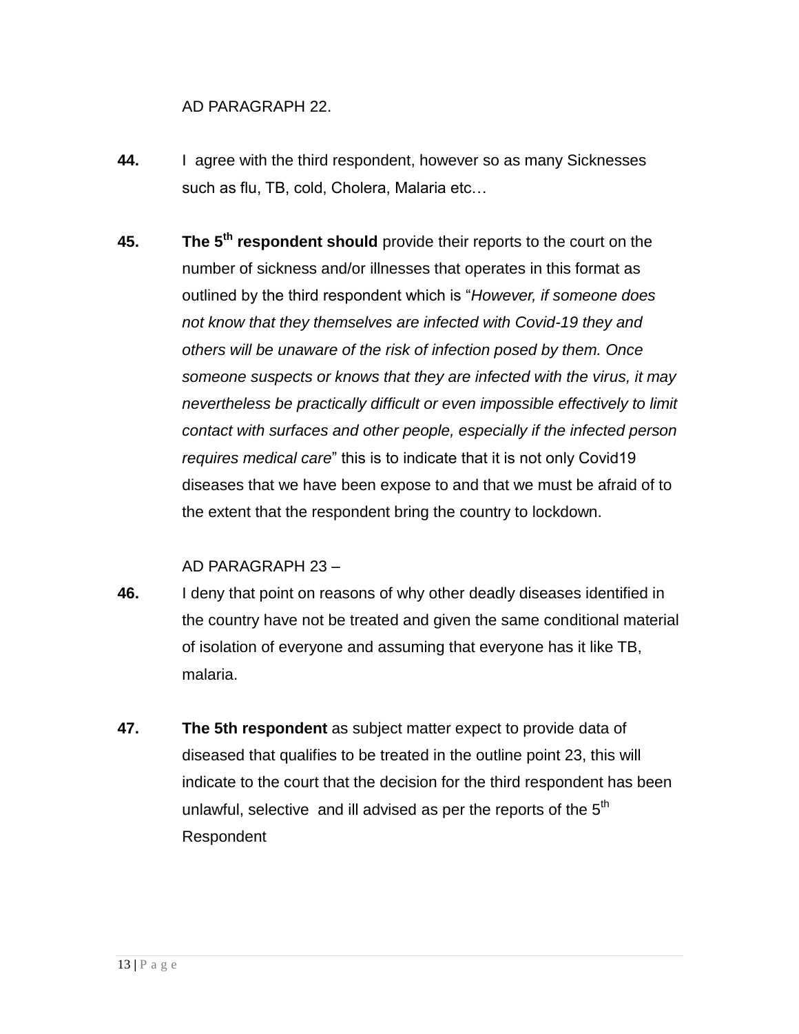AD PARAGRAPH 22.

**44.** I agree with the third respondent, however so as many Sicknesses such as flu, TB, cold, Cholera, Malaria etc…

**45.** **The 5th respondent should** provide their reports to the court on the number of sickness and/or illnesses that operates in this format as outlined by the third respondent which is "*However, if someone does not know that they themselves are infected with Covid-19 they and others will be unaware of the risk of infection posed by them. Once someone suspects or knows that they are infected with the virus, it may nevertheless be practically difficult or even impossible effectively to limit contact with surfaces and other people, especially if the infected person requires medical care*" this is to indicate that it is not only Covid19 diseases that we have been expose to and that we must be afraid of to the extent that the respondent bring the country to lockdown.

AD PARAGRAPH 23 –

**46.** I deny that point on reasons of why other deadly diseases identified in the country have not be treated and given the same conditional material of isolation of everyone and assuming that everyone has it like TB, malaria.

**47.** **The 5th respondent** as subject matter expect to provide data of diseased that qualifies to be treated in the outline point 23, this will indicate to the court that the decision for the third respondent has been unlawful, selective and ill advised as per the reports of the 5th Respondent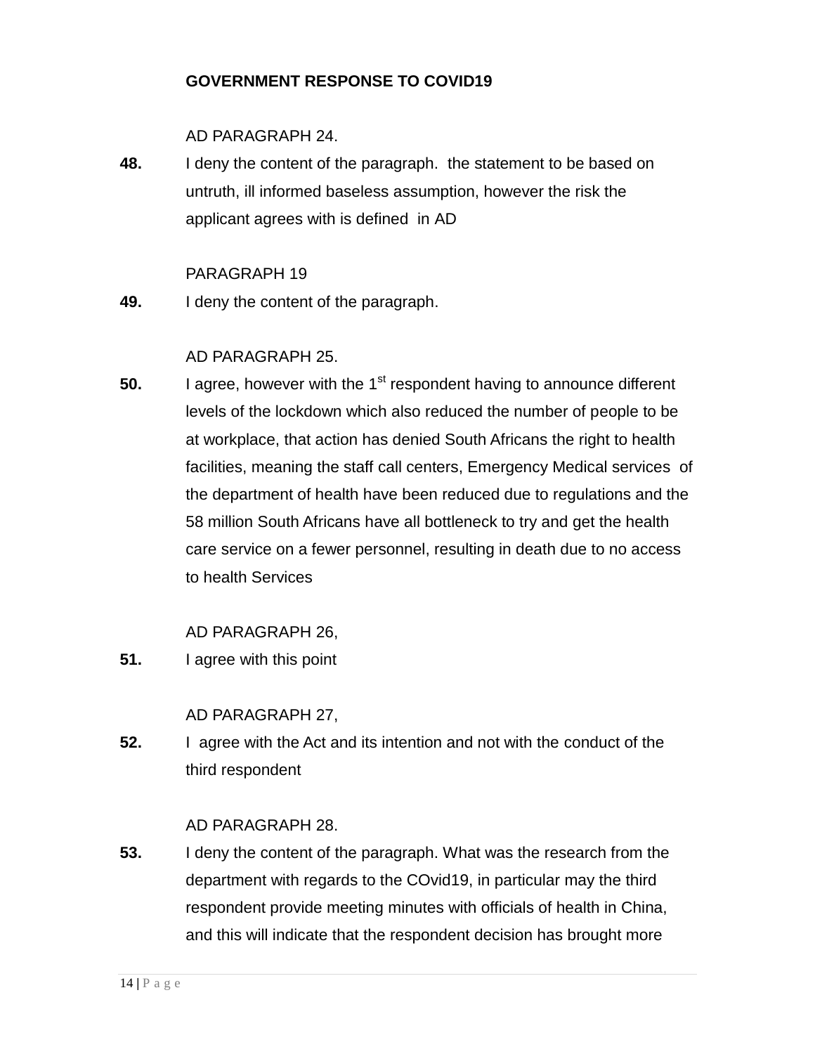**GOVERNMENT RESPONSE TO COVID19**

AD PARAGRAPH 24.

**48.** I deny the content of the paragraph. the statement to be based on untruth, ill informed baseless assumption, however the risk the applicant agrees with is defined in AD

PARAGRAPH 19

**49.** I deny the content of the paragraph.

AD PARAGRAPH 25.

**50.** I agree, however with the 1st respondent having to announce different levels of the lockdown which also reduced the number of people to be at workplace, that action has denied South Africans the right to health facilities, meaning the staff call centers, Emergency Medical services of the department of health have been reduced due to regulations and the 58 million South Africans have all bottleneck to try and get the health care service on a fewer personnel, resulting in death due to no access to health Services

AD PARAGRAPH 26,

**51.** I agree with this point

AD PARAGRAPH 27,

**52.** I agree with the Act and its intention and not with the conduct of the third respondent

AD PARAGRAPH 28.

**53.** I deny the content of the paragraph. What was the research from the department with regards to the COvid19, in particular may the third respondent provide meeting minutes with officials of health in China, and this will indicate that the respondent decision has brought more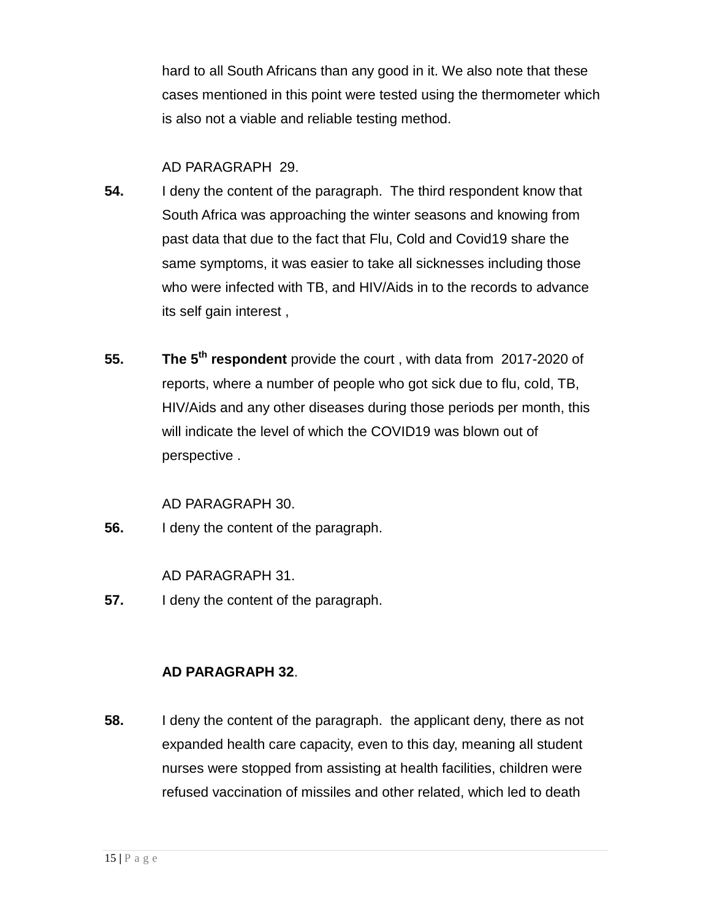hard to all South Africans than any good in it. We also note that these cases mentioned in this point were tested using the thermometer which is also not a viable and reliable testing method.

AD PARAGRAPH 29.

**54.** I deny the content of the paragraph. The third respondent know that South Africa was approaching the winter seasons and knowing from past data that due to the fact that Flu, Cold and Covid19 share the same symptoms, it was easier to take all sicknesses including those who were infected with TB, and HIV/Aids in to the records to advance its self gain interest ,

**55.** **The 5th respondent** provide the court , with data from 2017-2020 of reports, where a number of people who got sick due to flu, cold, TB, HIV/Aids and any other diseases during those periods per month, this will indicate the level of which the COVID19 was blown out of perspective .

AD PARAGRAPH 30.

**56.** I deny the content of the paragraph.

AD PARAGRAPH 31.

**57.** I deny the content of the paragraph.

**AD PARAGRAPH 32**.

**58.** I deny the content of the paragraph. the applicant deny, there as not expanded health care capacity, even to this day, meaning all student nurses were stopped from assisting at health facilities, children were refused vaccination of missiles and other related, which led to death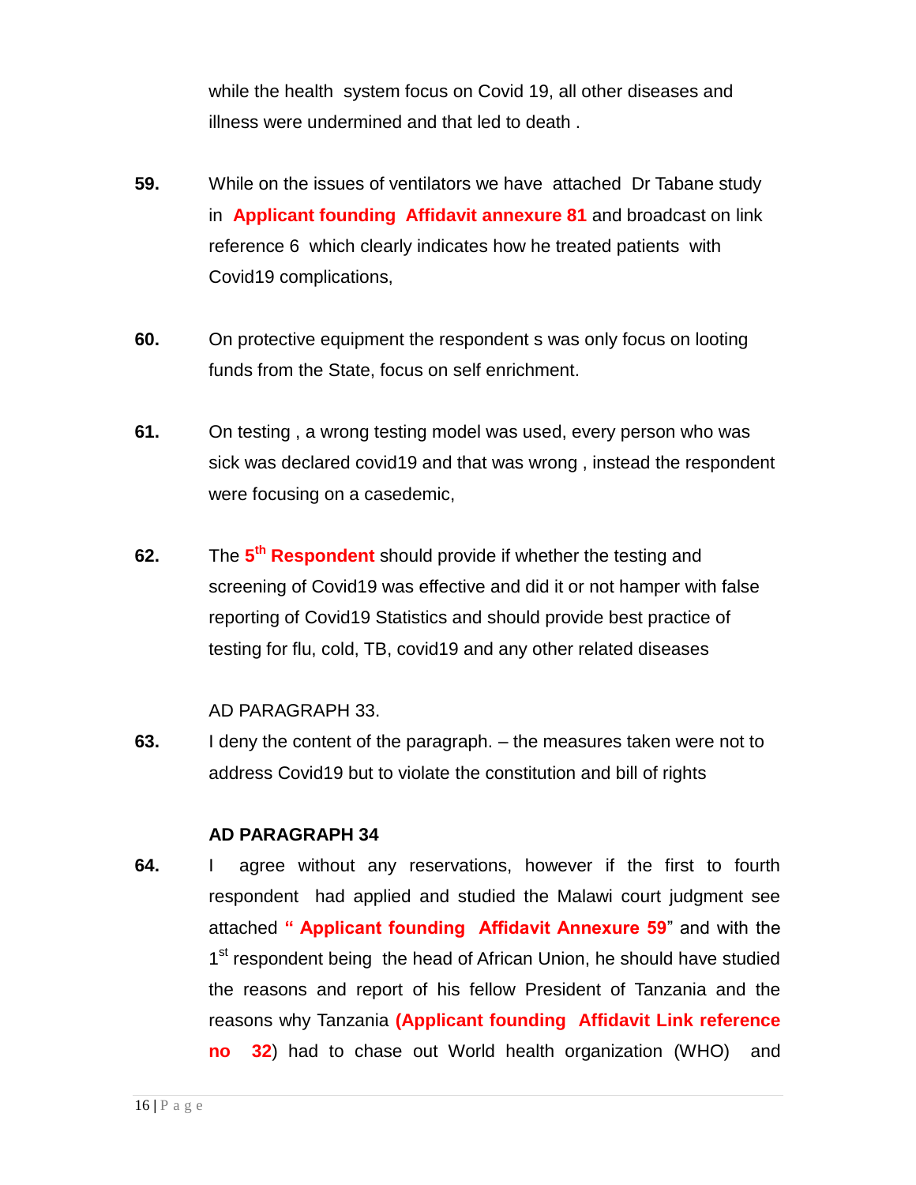while the health system focus on Covid 19, all other diseases and illness were undermined and that led to death .

**59.** While on the issues of ventilators we have attached Dr Tabane study in **Applicant founding Affidavit annexure 81** and broadcast on link reference 6 which clearly indicates how he treated patients with Covid19 complications,

**60.** On protective equipment the respondent s was only focus on looting funds from the State, focus on self enrichment.

**61.** On testing , a wrong testing model was used, every person who was sick was declared covid19 and that was wrong , instead the respondent were focusing on a casedemic,

**62.** The **5th Respondent** should provide if whether the testing and screening of Covid19 was effective and did it or not hamper with false reporting of Covid19 Statistics and should provide best practice of testing for flu, cold, TB, covid19 and any other related diseases

AD PARAGRAPH 33.

**63.** I deny the content of the paragraph. – the measures taken were not to address Covid19 but to violate the constitution and bill of rights

**AD PARAGRAPH 34**

**64.** I agree without any reservations, however if the first to fourth respondent had applied and studied the Malawi court judgment see attached **" Applicant founding Affidavit Annexure 59**" and with the 1st respondent being the head of African Union, he should have studied the reasons and report of his fellow President of Tanzania and the reasons why Tanzania **(Applicant founding Affidavit Link reference no 32**) had to chase out World health organization (WHO) and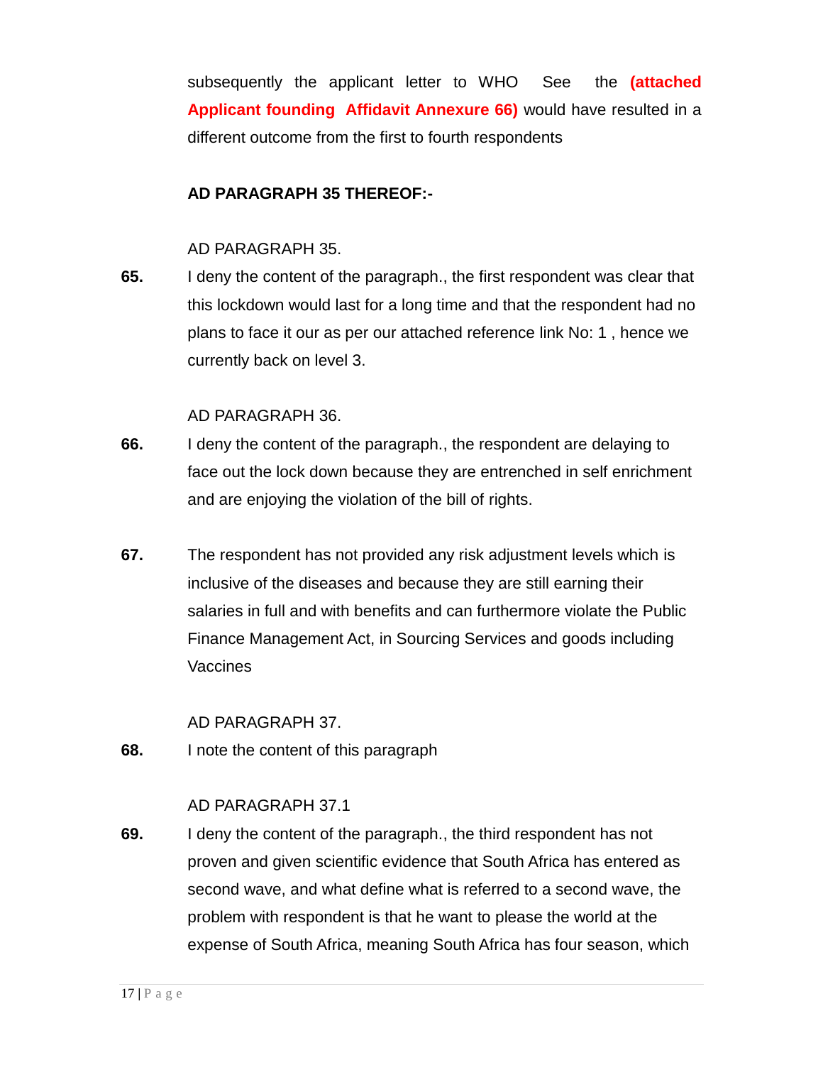subsequently the applicant letter to WHO See the **(attached Applicant founding Affidavit Annexure 66)** would have resulted in a different outcome from the first to fourth respondents

**AD PARAGRAPH 35 THEREOF:-**

AD PARAGRAPH 35.

**65.** I deny the content of the paragraph., the first respondent was clear that this lockdown would last for a long time and that the respondent had no plans to face it our as per our attached reference link No: 1 , hence we currently back on level 3.

AD PARAGRAPH 36.

**66.** I deny the content of the paragraph., the respondent are delaying to face out the lock down because they are entrenched in self enrichment and are enjoying the violation of the bill of rights.

**67.** The respondent has not provided any risk adjustment levels which is inclusive of the diseases and because they are still earning their salaries in full and with benefits and can furthermore violate the Public Finance Management Act, in Sourcing Services and goods including Vaccines

AD PARAGRAPH 37.

**68.** I note the content of this paragraph

AD PARAGRAPH 37.1

**69.** I deny the content of the paragraph., the third respondent has not proven and given scientific evidence that South Africa has entered as second wave, and what define what is referred to a second wave, the problem with respondent is that he want to please the world at the expense of South Africa, meaning South Africa has four season, which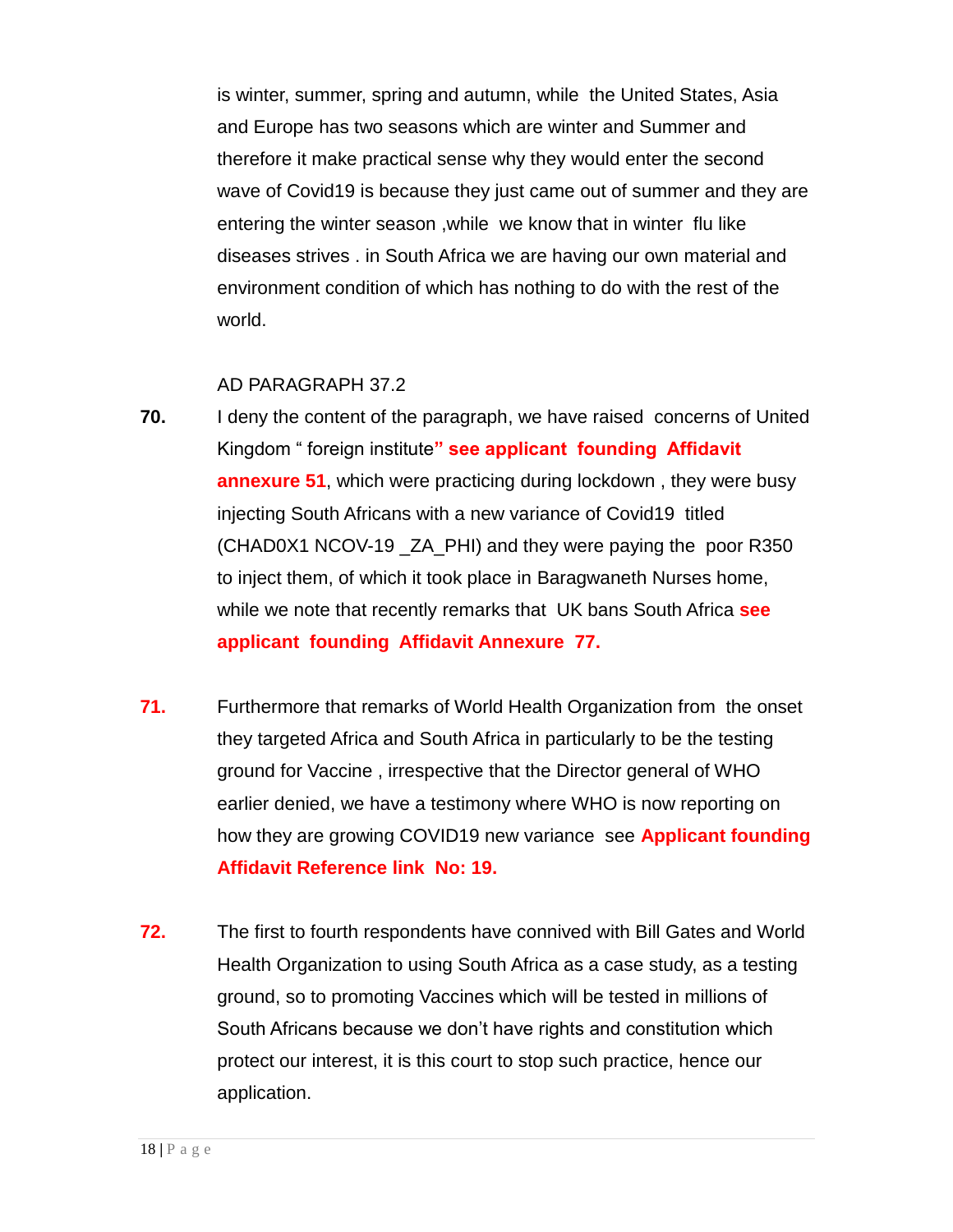is winter, summer, spring and autumn, while the United States, Asia and Europe has two seasons which are winter and Summer and therefore it make practical sense why they would enter the second wave of Covid19 is because they just came out of summer and they are entering the winter season ,while we know that in winter flu like diseases strives . in South Africa we are having our own material and environment condition of which has nothing to do with the rest of the world.

AD PARAGRAPH 37.2

**70.** I deny the content of the paragraph, we have raised concerns of United Kingdom " foreign institute**" see applicant founding Affidavit annexure 51**, which were practicing during lockdown , they were busy injecting South Africans with a new variance of Covid19 titled (CHAD0X1 NCOV-19 _ZA_PHI) and they were paying the poor R350 to inject them, of which it took place in Baragwaneth Nurses home, while we note that recently remarks that UK bans South Africa **see applicant founding Affidavit Annexure 77.**

**71.** Furthermore that remarks of World Health Organization from the onset they targeted Africa and South Africa in particularly to be the testing ground for Vaccine , irrespective that the Director general of WHO earlier denied, we have a testimony where WHO is now reporting on how they are growing COVID19 new variance see **Applicant founding Affidavit Reference link No: 19.**

**72.** The first to fourth respondents have connived with Bill Gates and World Health Organization to using South Africa as a case study, as a testing ground, so to promoting Vaccines which will be tested in millions of South Africans because we don't have rights and constitution which protect our interest, it is this court to stop such practice, hence our application.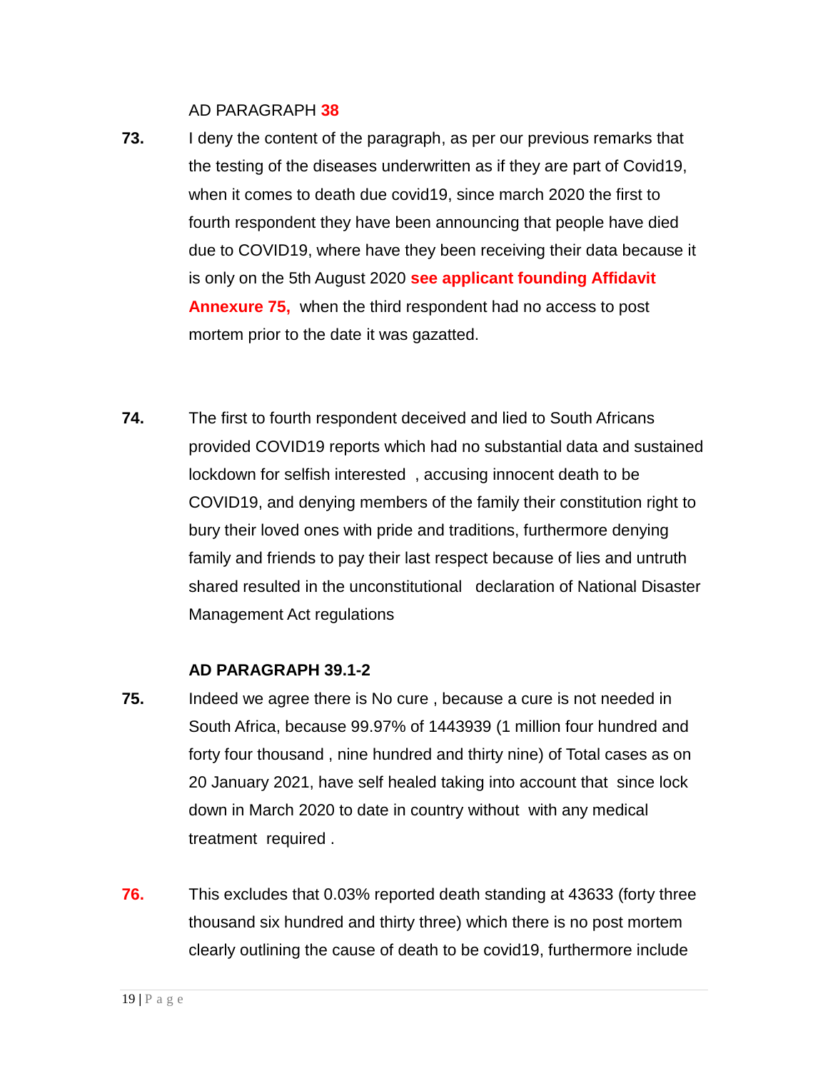AD PARAGRAPH **38**

**73.** I deny the content of the paragraph, as per our previous remarks that the testing of the diseases underwritten as if they are part of Covid19, when it comes to death due covid19, since march 2020 the first to fourth respondent they have been announcing that people have died due to COVID19, where have they been receiving their data because it is only on the 5th August 2020 **see applicant founding Affidavit Annexure 75,** when the third respondent had no access to post mortem prior to the date it was gazatted.

**74.** The first to fourth respondent deceived and lied to South Africans provided COVID19 reports which had no substantial data and sustained lockdown for selfish interested , accusing innocent death to be COVID19, and denying members of the family their constitution right to bury their loved ones with pride and traditions, furthermore denying family and friends to pay their last respect because of lies and untruth shared resulted in the unconstitutional declaration of National Disaster Management Act regulations

**AD PARAGRAPH 39.1-2**

**75.** Indeed we agree there is No cure , because a cure is not needed in South Africa, because 99.97% of 1443939 (1 million four hundred and forty four thousand , nine hundred and thirty nine) of Total cases as on 20 January 2021, have self healed taking into account that since lock down in March 2020 to date in country without with any medical treatment required .

**76.** This excludes that 0.03% reported death standing at 43633 (forty three thousand six hundred and thirty three) which there is no post mortem clearly outlining the cause of death to be covid19, furthermore include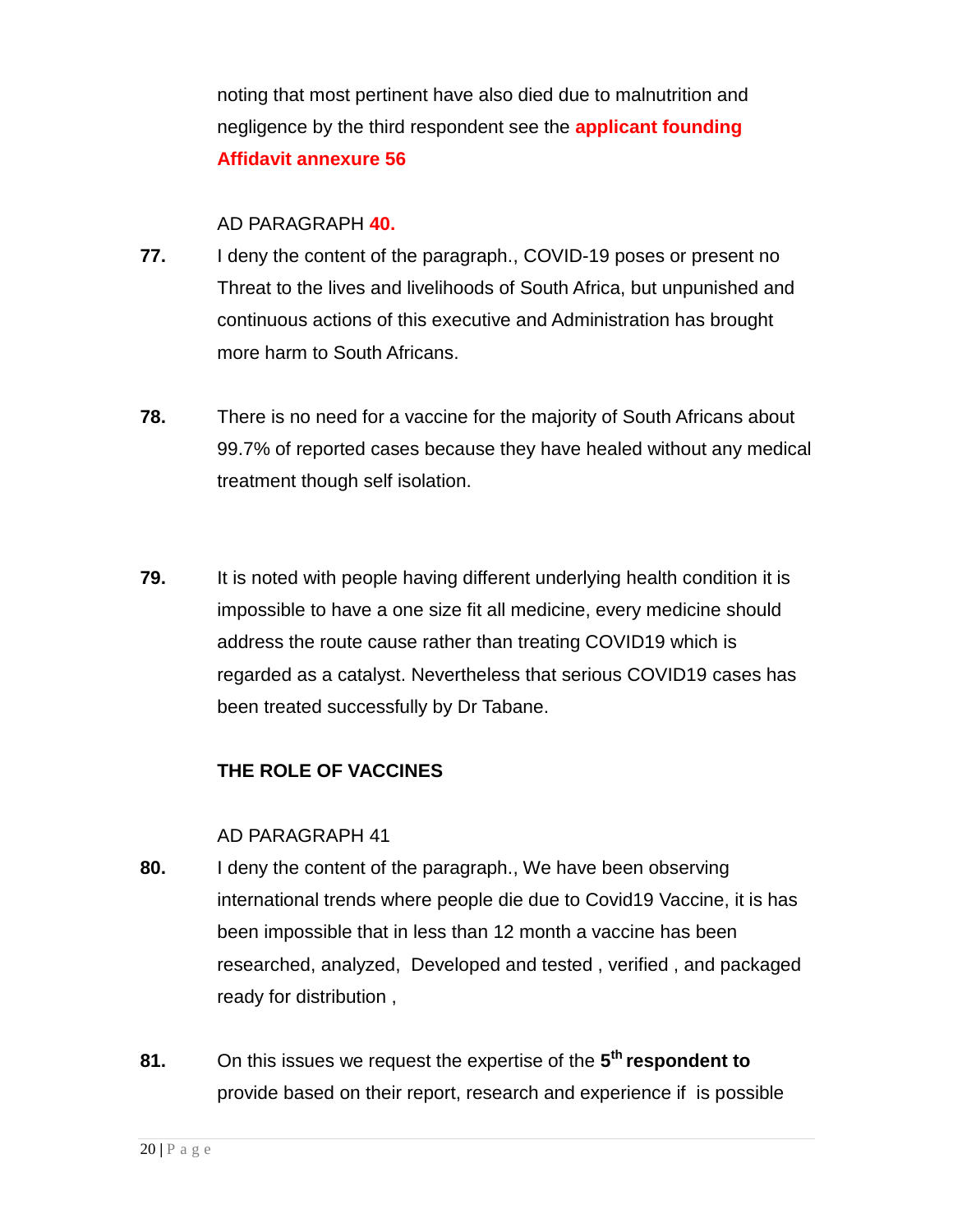noting that most pertinent have also died due to malnutrition and negligence by the third respondent see the **applicant founding Affidavit annexure 56**

AD PARAGRAPH **40.**

**77.** I deny the content of the paragraph., COVID-19 poses or present no Threat to the lives and livelihoods of South Africa, but unpunished and continuous actions of this executive and Administration has brought more harm to South Africans.

**78.** There is no need for a vaccine for the majority of South Africans about 99.7% of reported cases because they have healed without any medical treatment though self isolation.

**79.** It is noted with people having different underlying health condition it is impossible to have a one size fit all medicine, every medicine should address the route cause rather than treating COVID19 which is regarded as a catalyst. Nevertheless that serious COVID19 cases has been treated successfully by Dr Tabane.

**THE ROLE OF VACCINES**

AD PARAGRAPH 41

**80.** I deny the content of the paragraph., We have been observing international trends where people die due to Covid19 Vaccine, it is has been impossible that in less than 12 month a vaccine has been researched, analyzed, Developed and tested , verified , and packaged ready for distribution ,

**81.** On this issues we request the expertise of the **5th respondent to** provide based on their report, research and experience if is possible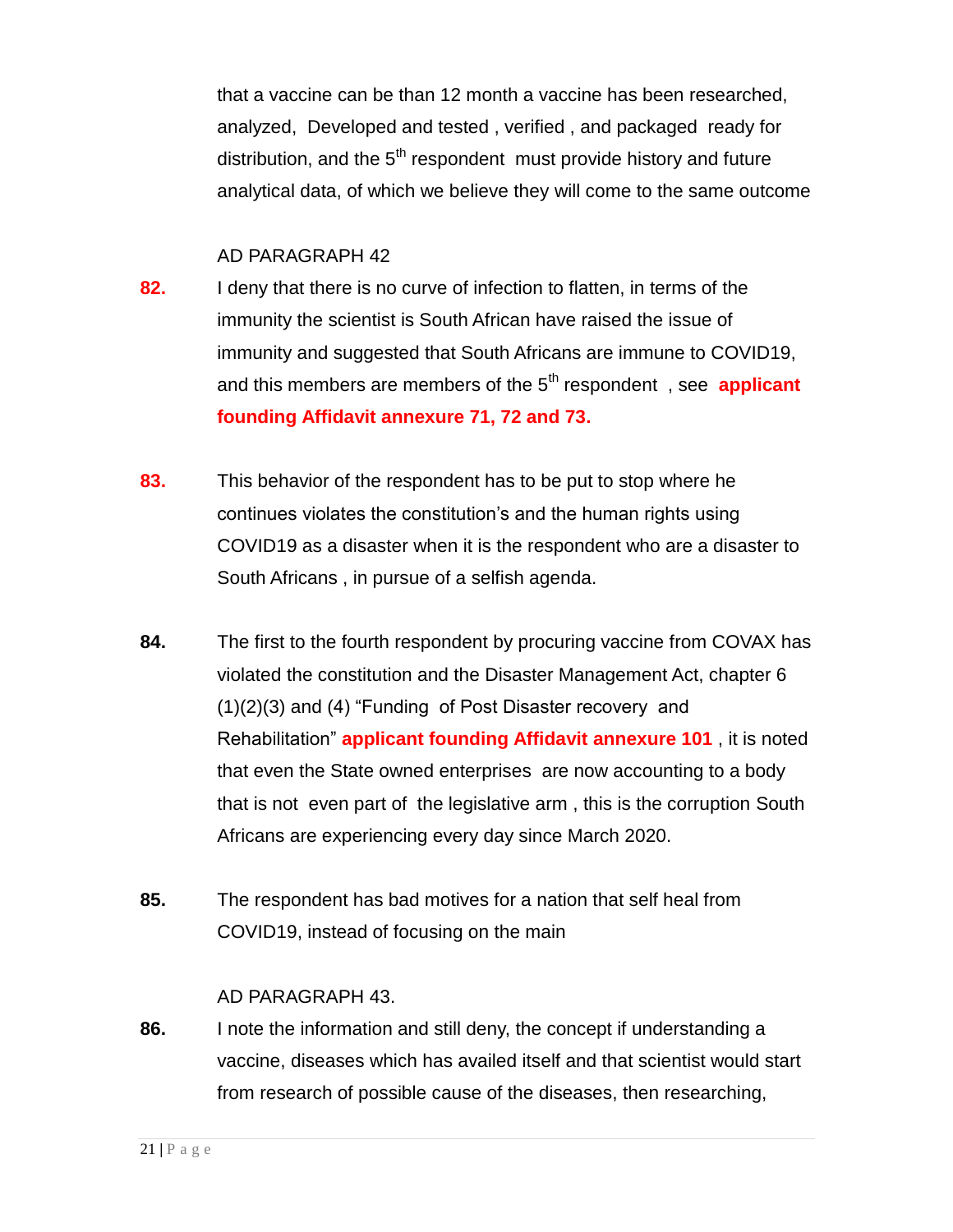that a vaccine can be than 12 month a vaccine has been researched, analyzed, Developed and tested , verified , and packaged ready for distribution, and the 5th respondent must provide history and future analytical data, of which we believe they will come to the same outcome

AD PARAGRAPH 42

**82.** I deny that there is no curve of infection to flatten, in terms of the immunity the scientist is South African have raised the issue of immunity and suggested that South Africans are immune to COVID19, and this members are members of the 5th respondent , see **applicant founding Affidavit annexure 71, 72 and 73.**

**83.** This behavior of the respondent has to be put to stop where he continues violates the constitution's and the human rights using COVID19 as a disaster when it is the respondent who are a disaster to South Africans , in pursue of a selfish agenda.

**84.** The first to the fourth respondent by procuring vaccine from COVAX has violated the constitution and the Disaster Management Act, chapter 6 (1)(2)(3) and (4) "Funding of Post Disaster recovery and Rehabilitation" **applicant founding Affidavit annexure 101** , it is noted that even the State owned enterprises are now accounting to a body that is not even part of the legislative arm , this is the corruption South Africans are experiencing every day since March 2020.

**85.** The respondent has bad motives for a nation that self heal from COVID19, instead of focusing on the main

AD PARAGRAPH 43.

**86.** I note the information and still deny, the concept if understanding a vaccine, diseases which has availed itself and that scientist would start from research of possible cause of the diseases, then researching,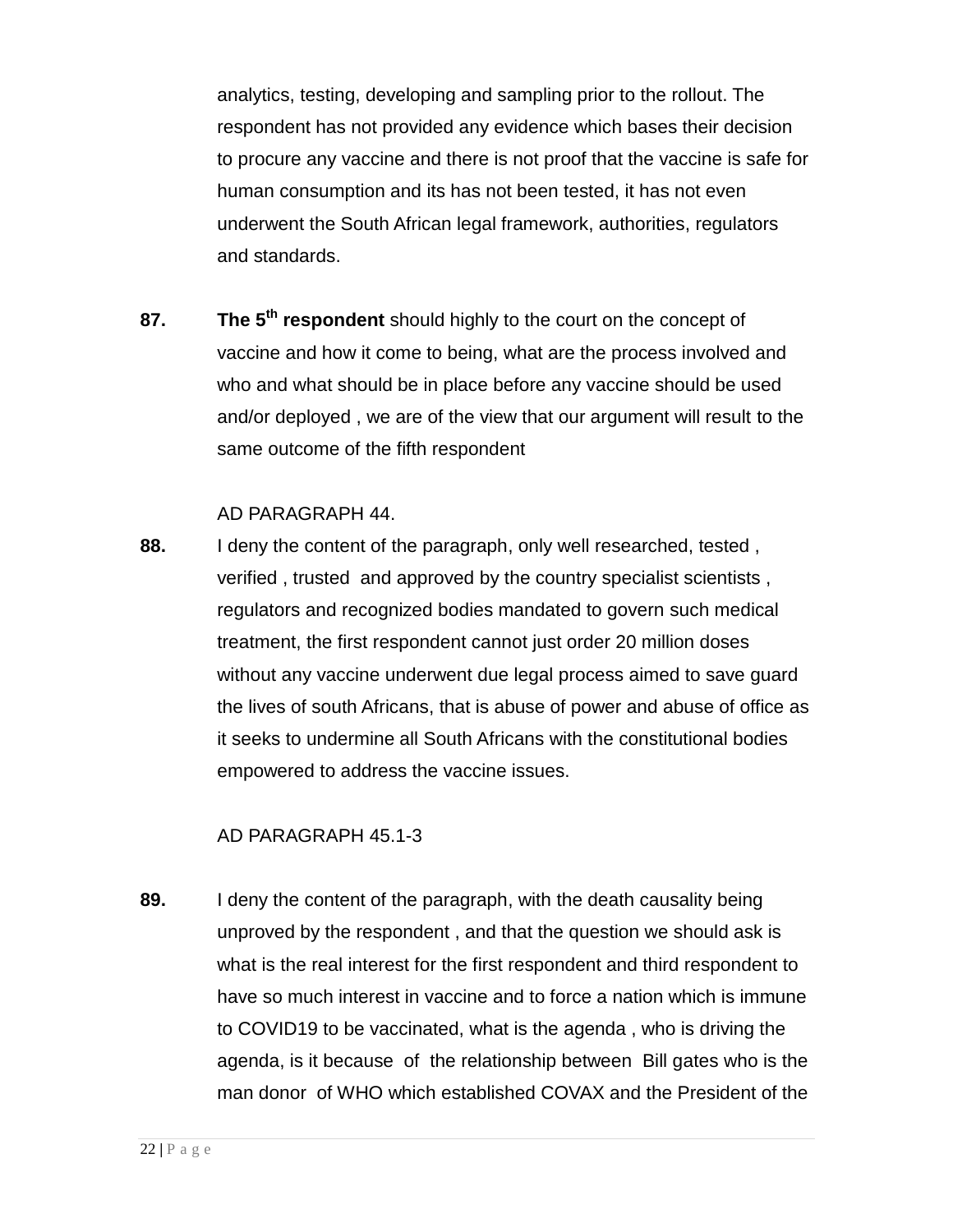analytics, testing, developing and sampling prior to the rollout. The respondent has not provided any evidence which bases their decision to procure any vaccine and there is not proof that the vaccine is safe for human consumption and its has not been tested, it has not even underwent the South African legal framework, authorities, regulators and standards.

**87.** **The 5th respondent** should highly to the court on the concept of vaccine and how it come to being, what are the process involved and who and what should be in place before any vaccine should be used and/or deployed , we are of the view that our argument will result to the same outcome of the fifth respondent

AD PARAGRAPH 44.

**88.** I deny the content of the paragraph, only well researched, tested , verified , trusted and approved by the country specialist scientists , regulators and recognized bodies mandated to govern such medical treatment, the first respondent cannot just order 20 million doses without any vaccine underwent due legal process aimed to save guard the lives of south Africans, that is abuse of power and abuse of office as it seeks to undermine all South Africans with the constitutional bodies empowered to address the vaccine issues.

AD PARAGRAPH 45.1-3

**89.** I deny the content of the paragraph, with the death causality being unproved by the respondent , and that the question we should ask is what is the real interest for the first respondent and third respondent to have so much interest in vaccine and to force a nation which is immune to COVID19 to be vaccinated, what is the agenda , who is driving the agenda, is it because of the relationship between Bill gates who is the man donor of WHO which established COVAX and the President of the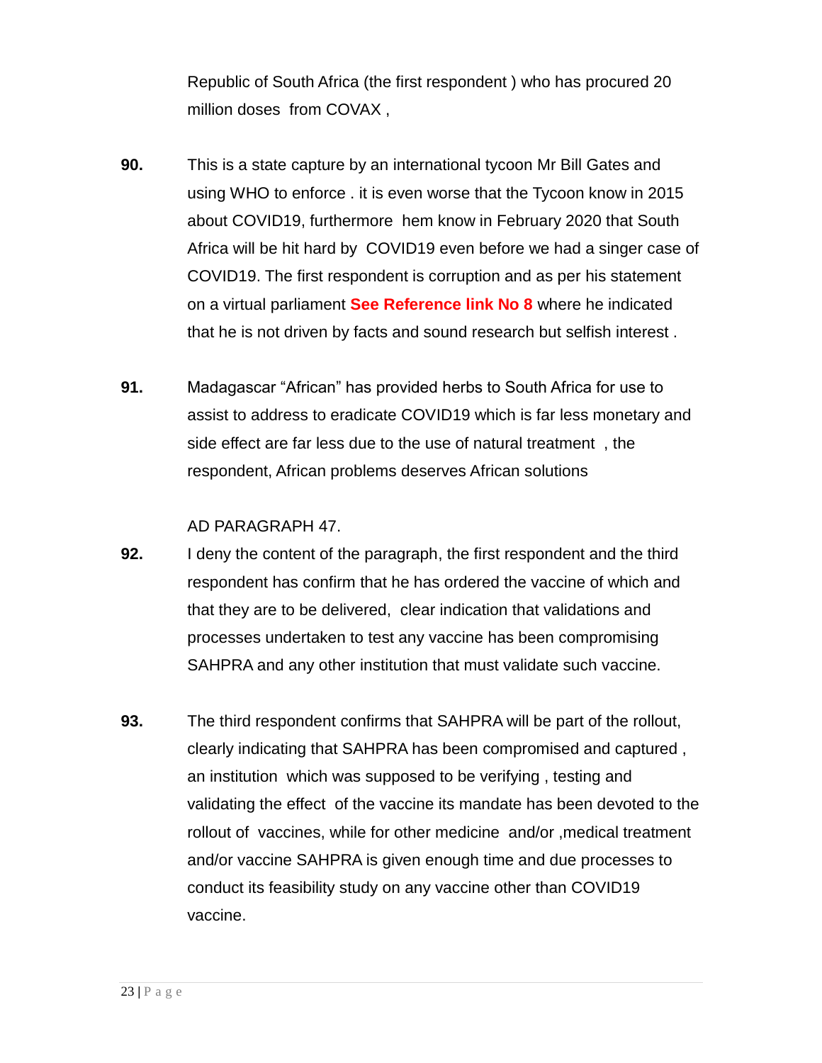Republic of South Africa (the first respondent ) who has procured 20 million doses from COVAX ,

**90.** This is a state capture by an international tycoon Mr Bill Gates and using WHO to enforce . it is even worse that the Tycoon know in 2015 about COVID19, furthermore hem know in February 2020 that South Africa will be hit hard by COVID19 even before we had a singer case of COVID19. The first respondent is corruption and as per his statement on a virtual parliament **See Reference link No 8** where he indicated that he is not driven by facts and sound research but selfish interest .

**91.** Madagascar "African" has provided herbs to South Africa for use to assist to address to eradicate COVID19 which is far less monetary and side effect are far less due to the use of natural treatment , the respondent, African problems deserves African solutions

AD PARAGRAPH 47.

**92.** I deny the content of the paragraph, the first respondent and the third respondent has confirm that he has ordered the vaccine of which and that they are to be delivered, clear indication that validations and processes undertaken to test any vaccine has been compromising SAHPRA and any other institution that must validate such vaccine.

**93.** The third respondent confirms that SAHPRA will be part of the rollout, clearly indicating that SAHPRA has been compromised and captured , an institution which was supposed to be verifying , testing and validating the effect of the vaccine its mandate has been devoted to the rollout of vaccines, while for other medicine and/or ,medical treatment and/or vaccine SAHPRA is given enough time and due processes to conduct its feasibility study on any vaccine other than COVID19 vaccine.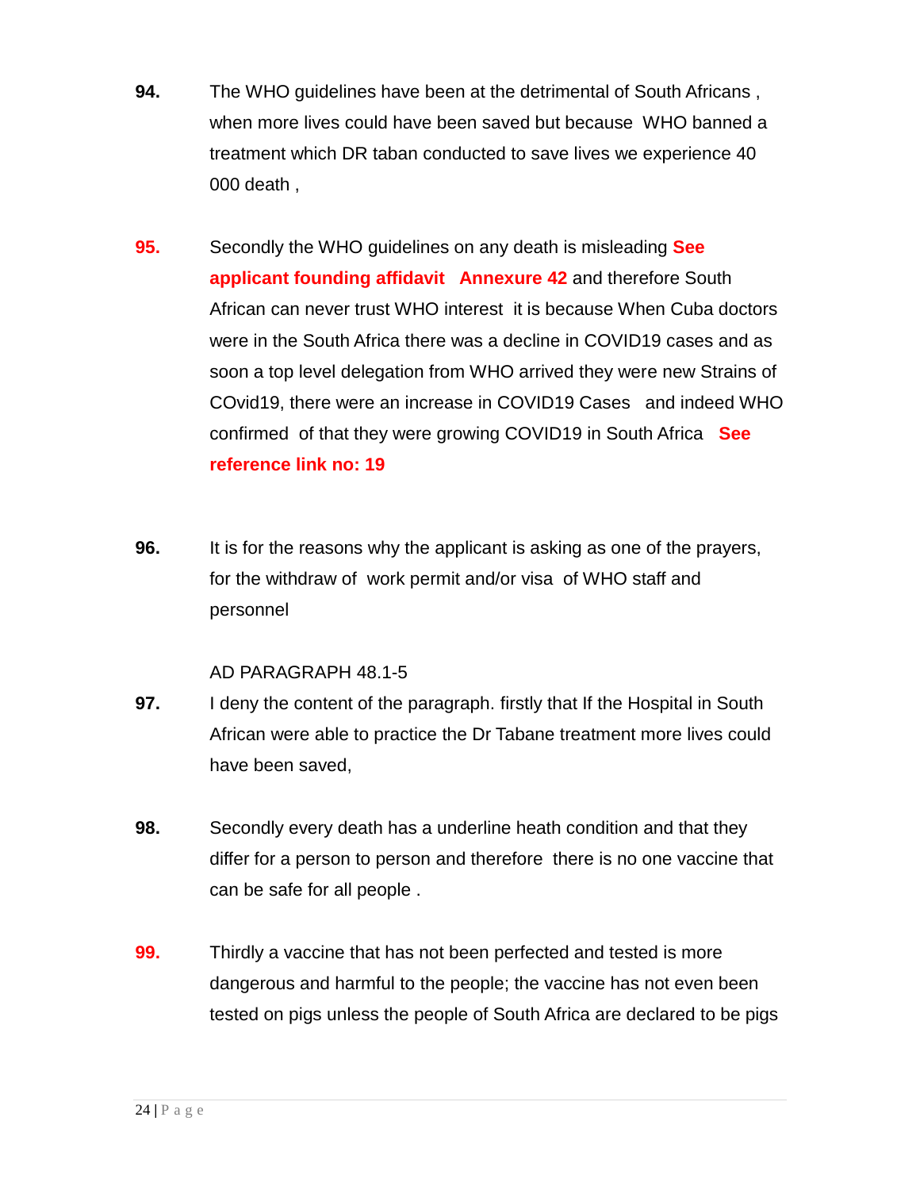**94.** The WHO guidelines have been at the detrimental of South Africans , when more lives could have been saved but because WHO banned a treatment which DR taban conducted to save lives we experience 40 000 death ,

**95.** Secondly the WHO guidelines on any death is misleading **See applicant founding affidavit Annexure 42** and therefore South African can never trust WHO interest it is because When Cuba doctors were in the South Africa there was a decline in COVID19 cases and as soon a top level delegation from WHO arrived they were new Strains of COvid19, there were an increase in COVID19 Cases and indeed WHO confirmed of that they were growing COVID19 in South Africa **See reference link no: 19**

**96.** It is for the reasons why the applicant is asking as one of the prayers, for the withdraw of work permit and/or visa of WHO staff and personnel

AD PARAGRAPH 48.1-5

**97.** I deny the content of the paragraph. firstly that If the Hospital in South African were able to practice the Dr Tabane treatment more lives could have been saved,

**98.** Secondly every death has a underline heath condition and that they differ for a person to person and therefore there is no one vaccine that can be safe for all people .

**99.** Thirdly a vaccine that has not been perfected and tested is more dangerous and harmful to the people; the vaccine has not even been tested on pigs unless the people of South Africa are declared to be pigs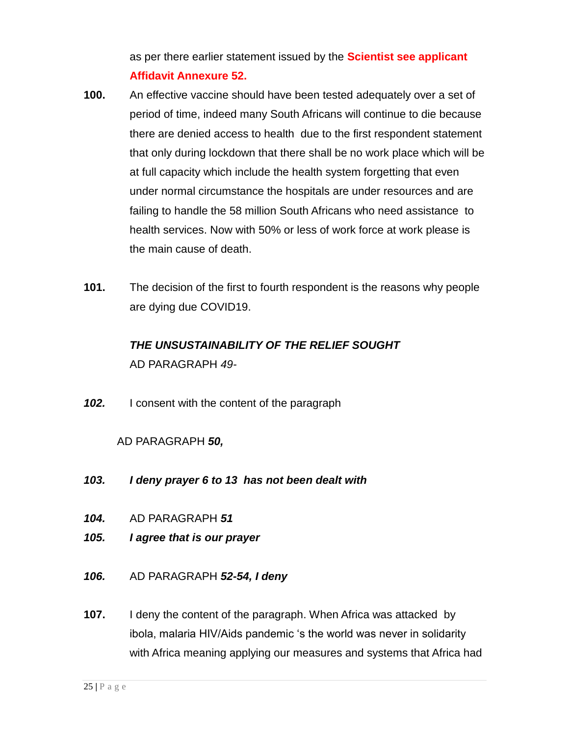as per there earlier statement issued by the **Scientist see applicant Affidavit Annexure 52.**

**100.** An effective vaccine should have been tested adequately over a set of period of time, indeed many South Africans will continue to die because there are denied access to health due to the first respondent statement that only during lockdown that there shall be no work place which will be at full capacity which include the health system forgetting that even under normal circumstance the hospitals are under resources and are failing to handle the 58 million South Africans who need assistance to health services. Now with 50% or less of work force at work please is the main cause of death.

**101.** The decision of the first to fourth respondent is the reasons why people are dying due COVID19.

***THE UNSUSTAINABILITY OF THE RELIEF SOUGHT***

AD PARAGRAPH *49-*

***102.*** I consent with the content of the paragraph

AD PARAGRAPH ***50,***

***103. I deny prayer 6 to 13 has not been dealt with***

***104.*** AD PARAGRAPH ***51***

***105. I agree that is our prayer***

***106.*** AD PARAGRAPH ***52-54, I deny***

**107.** I deny the content of the paragraph. When Africa was attacked by ibola, malaria HIV/Aids pandemic 's the world was never in solidarity with Africa meaning applying our measures and systems that Africa had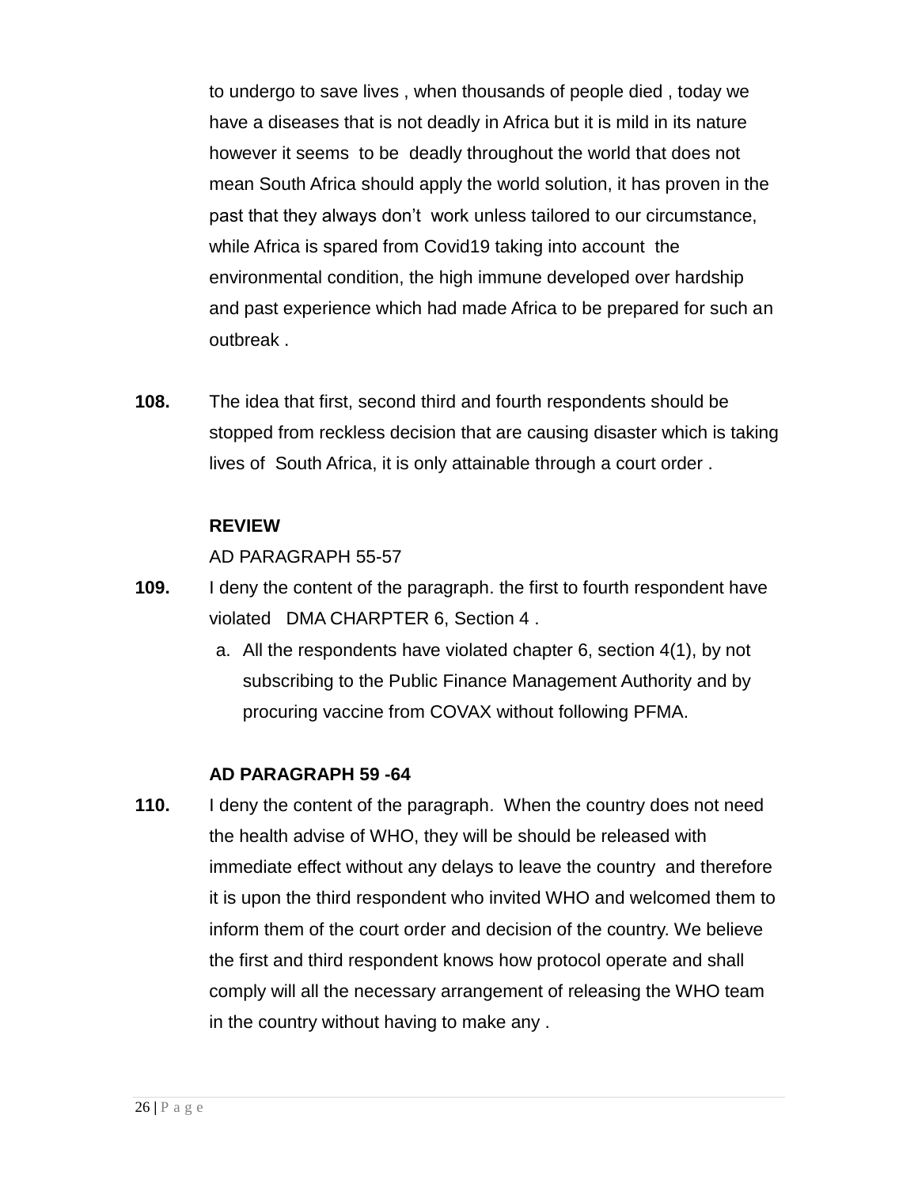to undergo to save lives , when thousands of people died , today we have a diseases that is not deadly in Africa but it is mild in its nature however it seems to be deadly throughout the world that does not mean South Africa should apply the world solution, it has proven in the past that they always don't work unless tailored to our circumstance, while Africa is spared from Covid19 taking into account the environmental condition, the high immune developed over hardship and past experience which had made Africa to be prepared for such an outbreak .

**108.** The idea that first, second third and fourth respondents should be stopped from reckless decision that are causing disaster which is taking lives of South Africa, it is only attainable through a court order .

**REVIEW**

AD PARAGRAPH 55-57

**109.** I deny the content of the paragraph. the first to fourth respondent have violated DMA CHARPTER 6, Section 4 .

a. All the respondents have violated chapter 6, section 4(1), by not subscribing to the Public Finance Management Authority and by procuring vaccine from COVAX without following PFMA.

**AD PARAGRAPH 59 -64**

**110.** I deny the content of the paragraph. When the country does not need the health advise of WHO, they will be should be released with immediate effect without any delays to leave the country and therefore it is upon the third respondent who invited WHO and welcomed them to inform them of the court order and decision of the country. We believe the first and third respondent knows how protocol operate and shall comply will all the necessary arrangement of releasing the WHO team in the country without having to make any .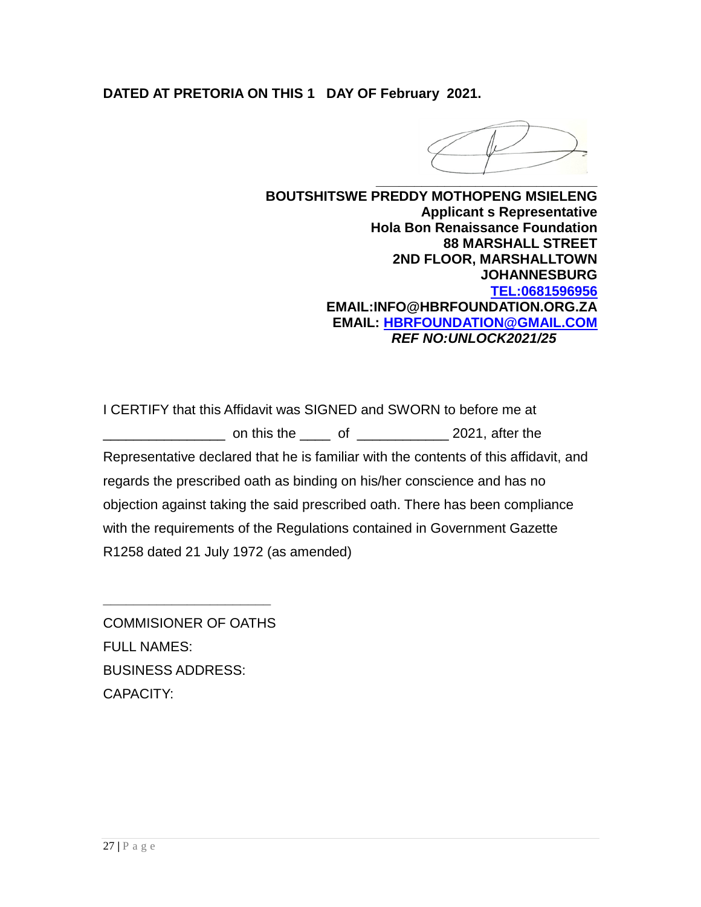**DATED AT PRETORIA ON THIS 1 DAY OF February 2021.**

\_\_\_\_\_\_\_\_\_\_\_\_\_\_\_\_\_\_\_\_\_\_\_\_\_\_\_\_\_\_\_\_

**BOUTSHITSWE PREDDY MOTHOPENG MSIELENG**
**Applicant s Representative**
**Hola Bon Renaissance Foundation**
**88 MARSHALL STREET**
**2ND FLOOR, MARSHALLTOWN**
**JOHANNESBURG**
**TEL:0681596956**
**EMAIL:INFO@HBRFOUNDATION.ORG.ZA**
**EMAIL: HBRFOUNDATION@GMAIL.COM**
***REF NO:UNLOCK2021/25***

I CERTIFY that this Affidavit was SIGNED and SWORN to before me at \_\_\_\_\_\_\_\_\_\_\_\_\_\_\_\_ on this the \_\_\_\_ of \_\_\_\_\_\_\_\_\_\_\_\_ 2021, after the Representative declared that he is familiar with the contents of this affidavit, and regards the prescribed oath as binding on his/her conscience and has no objection against taking the said prescribed oath. There has been compliance with the requirements of the Regulations contained in Government Gazette R1258 dated 21 July 1972 (as amended)

\_\_\_\_\_\_\_\_\_\_\_\_\_\_\_\_\_\_\_\_\_\_\_\_

COMMISIONER OF OATHS
FULL NAMES:
BUSINESS ADDRESS:
CAPACITY: